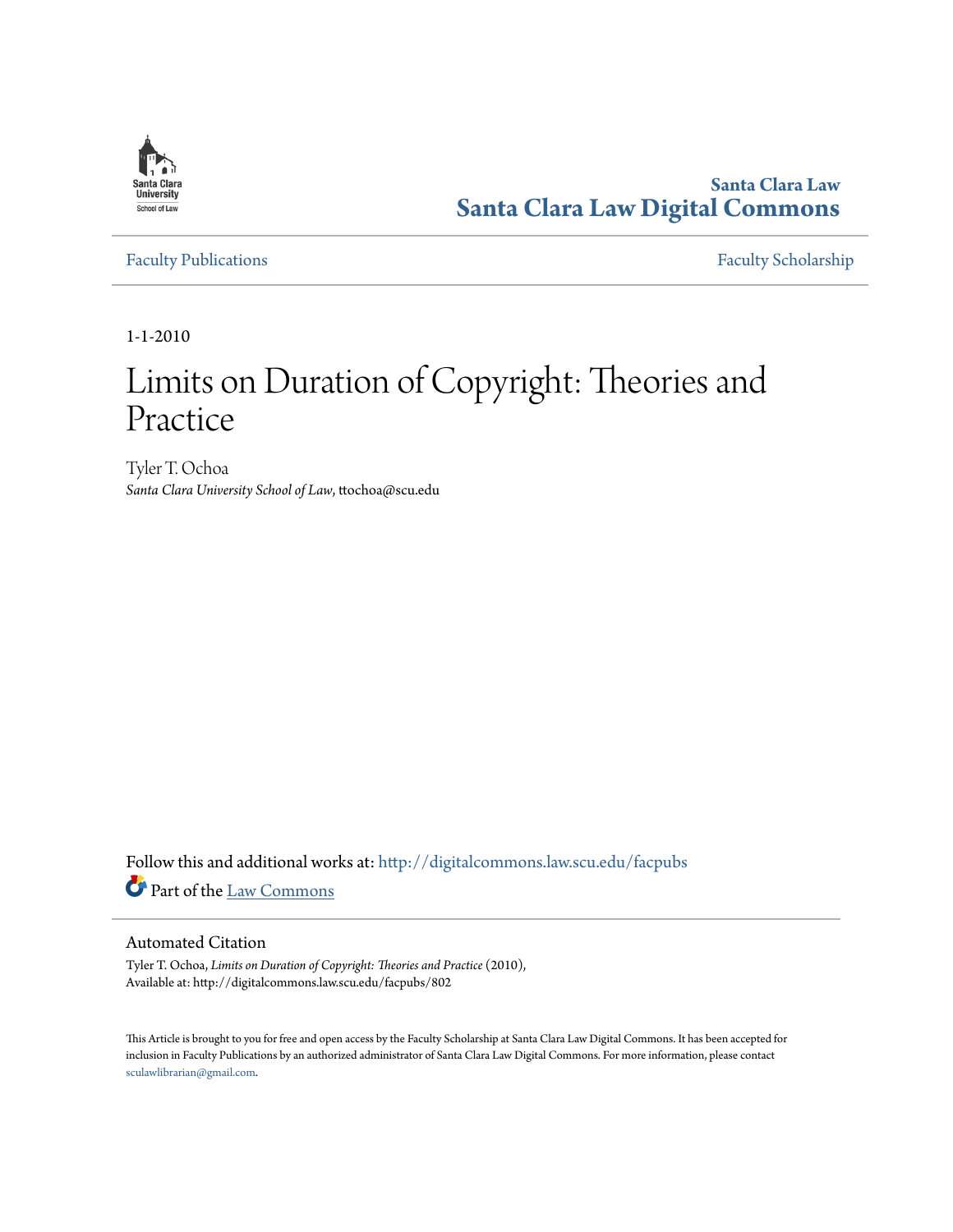Santa Clara Law
**Santa Clara Law Digital Commons**

Faculty Publications | Faculty Scholarship

1-1-2010

# Limits on Duration of Copyright: Theories and Practice

Tyler T. Ochoa
*Santa Clara University School of Law*, ttochoa@scu.edu

Follow this and additional works at: http://digitalcommons.law.scu.edu/facpubs

Part of the Law Commons

## Automated Citation

Tyler T. Ochoa, *Limits on Duration of Copyright: Theories and Practice* (2010),
Available at: http://digitalcommons.law.scu.edu/facpubs/802

This Article is brought to you for free and open access by the Faculty Scholarship at Santa Clara Law Digital Commons. It has been accepted for inclusion in Faculty Publications by an authorized administrator of Santa Clara Law Digital Commons. For more information, please contact sculawlibrarian@gmail.com.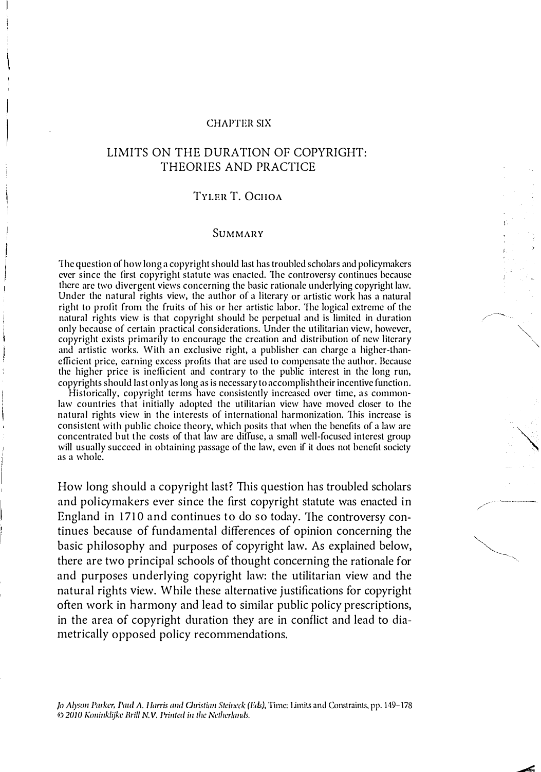CHAPTER SIX

# LIMITS ON THE DURATION OF COPYRIGHT: THEORIES AND PRACTICE

TYLER T. OCHOA

## SUMMARY

The question of how long a copyright should last has troubled scholars and policymakers ever since the first copyright statute was enacted. The controversy continues because there are two divergent views concerning the basic rationale underlying copyright law. Under the natural rights view, the author of a literary or artistic work has a natural right to profit from the fruits of his or her artistic labor. The logical extreme of the natural rights view is that copyright should be perpetual and is limited in duration only because of certain practical considerations. Under the utilitarian view, however, copyright exists primarily to encourage the creation and distribution of new literary and artistic works. With an exclusive right, a publisher can charge a higher-than-efficient price, earning excess profits that are used to compensate the author. Because the higher price is inefficient and contrary to the public interest in the long run, copyrights should last only as long as is necessary to accomplish their incentive function.

Historically, copyright terms have consistently increased over time, as common-law countries that initially adopted the utilitarian view have moved closer to the natural rights view in the interests of international harmonization. This increase is consistent with public choice theory, which posits that when the benefits of a law are concentrated but the costs of that law are diffuse, a small well-focused interest group will usually succeed in obtaining passage of the law, even if it does not benefit society as a whole.

How long should a copyright last? This question has troubled scholars and policymakers ever since the first copyright statute was enacted in England in 1710 and continues to do so today. The controversy continues because of fundamental differences of opinion concerning the basic philosophy and purposes of copyright law. As explained below, there are two principal schools of thought concerning the rationale for and purposes underlying copyright law: the utilitarian view and the natural rights view. While these alternative justifications for copyright often work in harmony and lead to similar public policy prescriptions, in the area of copyright duration they are in conflict and lead to diametrically opposed policy recommendations.

*Jo Alyson Parker, Paul A. Harris and Christian Steineck (Eds),* Time: Limits and Constraints, pp. 149–178
*© 2010 Koninklijke Brill N.V. Printed in the Netherlands.*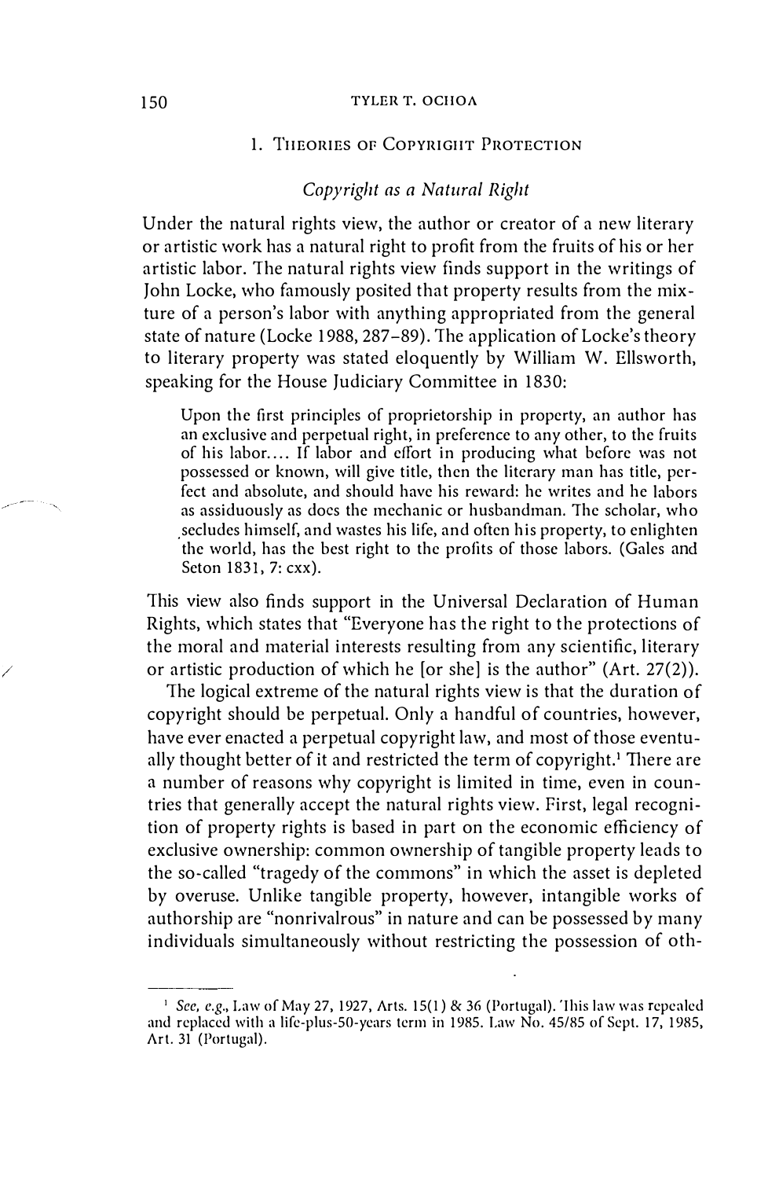## 1. Theories of Copyright Protection

### *Copyright as a Natural Right*

Under the natural rights view, the author or creator of a new literary or artistic work has a natural right to profit from the fruits of his or her artistic labor. The natural rights view finds support in the writings of John Locke, who famously posited that property results from the mixture of a person's labor with anything appropriated from the general state of nature (Locke 1988, 287–89). The application of Locke's theory to literary property was stated eloquently by William W. Ellsworth, speaking for the House Judiciary Committee in 1830:

> Upon the first principles of proprietorship in property, an author has an exclusive and perpetual right, in preference to any other, to the fruits of his labor.... If labor and effort in producing what before was not possessed or known, will give title, then the literary man has title, perfect and absolute, and should have his reward: he writes and he labors as assiduously as does the mechanic or husbandman. The scholar, who secludes himself, and wastes his life, and often his property, to enlighten the world, has the best right to the profits of those labors. (Gales and Seton 1831, 7: cxx).

This view also finds support in the Universal Declaration of Human Rights, which states that "Everyone has the right to the protections of the moral and material interests resulting from any scientific, literary or artistic production of which he [or she] is the author" (Art. 27(2)).

The logical extreme of the natural rights view is that the duration of copyright should be perpetual. Only a handful of countries, however, have ever enacted a perpetual copyright law, and most of those eventually thought better of it and restricted the term of copyright.[1] There are a number of reasons why copyright is limited in time, even in countries that generally accept the natural rights view. First, legal recognition of property rights is based in part on the economic efficiency of exclusive ownership: common ownership of tangible property leads to the so-called "tragedy of the commons" in which the asset is depleted by overuse. Unlike tangible property, however, intangible works of authorship are "nonrivalrous" in nature and can be possessed by many individuals simultaneously without restricting the possession of oth-

---

[1] *See, e.g.*, Law of May 27, 1927, Arts. 15(1) & 36 (Portugal). This law was repealed and replaced with a life-plus-50-years term in 1985. Law No. 45/85 of Sept. 17, 1985, Art. 31 (Portugal).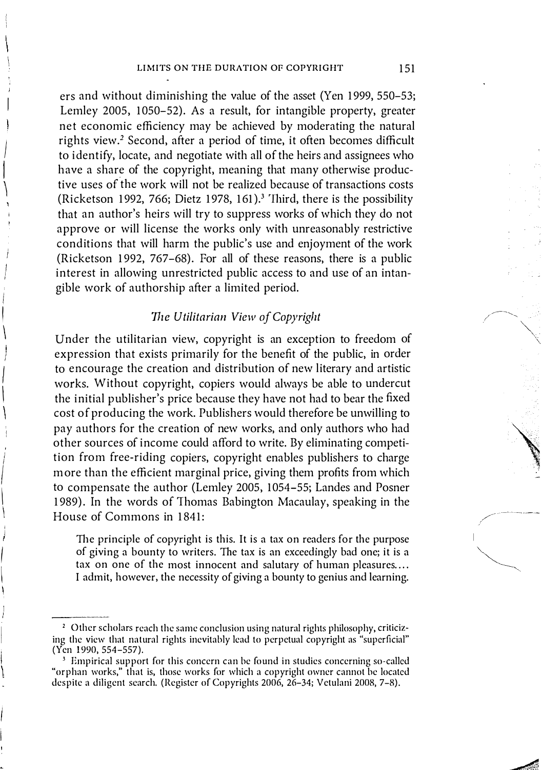ers and without diminishing the value of the asset (Yen 1999, 550–53; Lemley 2005, 1050–52). As a result, for intangible property, greater net economic efficiency may be achieved by moderating the natural rights view.[2] Second, after a period of time, it often becomes difficult to identify, locate, and negotiate with all of the heirs and assignees who have a share of the copyright, meaning that many otherwise productive uses of the work will not be realized because of transactions costs (Ricketson 1992, 766; Dietz 1978, 161).[3] Third, there is the possibility that an author's heirs will try to suppress works of which they do not approve or will license the works only with unreasonably restrictive conditions that will harm the public's use and enjoyment of the work (Ricketson 1992, 767–68). For all of these reasons, there is a public interest in allowing unrestricted public access to and use of an intangible work of authorship after a limited period.

### *The Utilitarian View of Copyright*

Under the utilitarian view, copyright is an exception to freedom of expression that exists primarily for the benefit of the public, in order to encourage the creation and distribution of new literary and artistic works. Without copyright, copiers would always be able to undercut the initial publisher's price because they have not had to bear the fixed cost of producing the work. Publishers would therefore be unwilling to pay authors for the creation of new works, and only authors who had other sources of income could afford to write. By eliminating competition from free-riding copiers, copyright enables publishers to charge more than the efficient marginal price, giving them profits from which to compensate the author (Lemley 2005, 1054–55; Landes and Posner 1989). In the words of Thomas Babington Macaulay, speaking in the House of Commons in 1841:

> The principle of copyright is this. It is a tax on readers for the purpose of giving a bounty to writers. The tax is an exceedingly bad one; it is a tax on one of the most innocent and salutary of human pleasures.... I admit, however, the necessity of giving a bounty to genius and learning.

---

[2] Other scholars reach the same conclusion using natural rights philosophy, criticizing the view that natural rights inevitably lead to perpetual copyright as "superficial" (Yen 1990, 554–557).

[3] Empirical support for this concern can be found in studies concerning so-called "orphan works," that is, those works for which a copyright owner cannot be located despite a diligent search. (Register of Copyrights 2006, 26–34; Vetulani 2008, 7–8).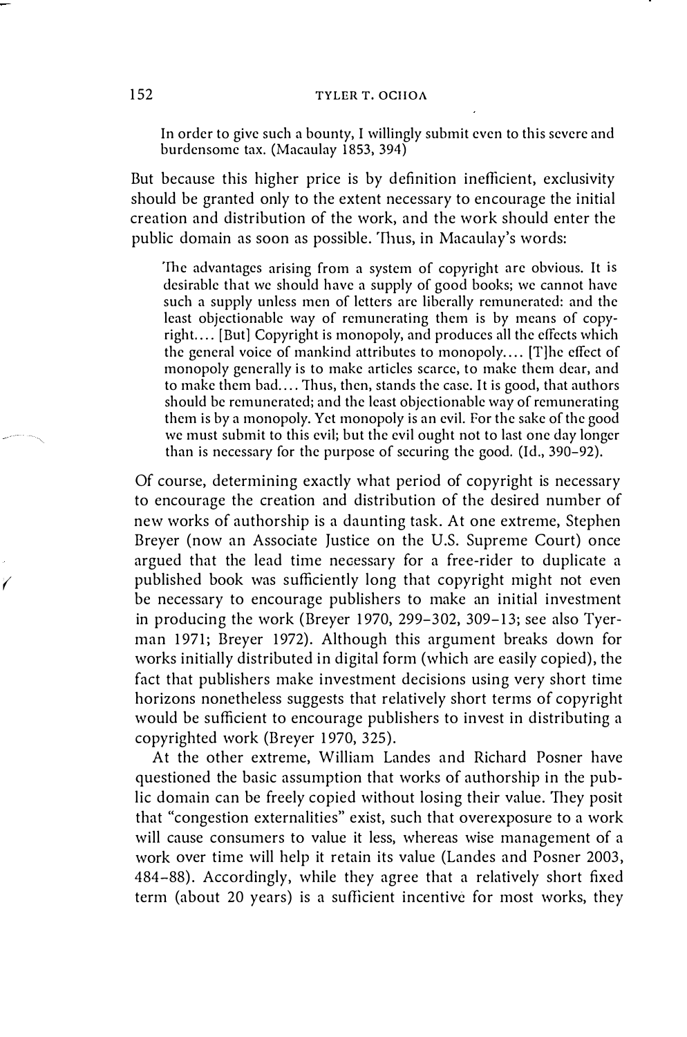> In order to give such a bounty, I willingly submit even to this severe and burdensome tax. (Macaulay 1853, 394)

But because this higher price is by definition inefficient, exclusivity should be granted only to the extent necessary to encourage the initial creation and distribution of the work, and the work should enter the public domain as soon as possible. Thus, in Macaulay's words:

> The advantages arising from a system of copyright are obvious. It is desirable that we should have a supply of good books; we cannot have such a supply unless men of letters are liberally remunerated: and the least objectionable way of remunerating them is by means of copyright.... [But] Copyright is monopoly, and produces all the effects which the general voice of mankind attributes to monopoly.... [T]he effect of monopoly generally is to make articles scarce, to make them dear, and to make them bad.... Thus, then, stands the case. It is good, that authors should be remunerated; and the least objectionable way of remunerating them is by a monopoly. Yet monopoly is an evil. For the sake of the good we must submit to this evil; but the evil ought not to last one day longer than is necessary for the purpose of securing the good. (Id., 390–92).

Of course, determining exactly what period of copyright is necessary to encourage the creation and distribution of the desired number of new works of authorship is a daunting task. At one extreme, Stephen Breyer (now an Associate Justice on the U.S. Supreme Court) once argued that the lead time necessary for a free-rider to duplicate a published book was sufficiently long that copyright might not even be necessary to encourage publishers to make an initial investment in producing the work (Breyer 1970, 299–302, 309–13; see also Tyerman 1971; Breyer 1972). Although this argument breaks down for works initially distributed in digital form (which are easily copied), the fact that publishers make investment decisions using very short time horizons nonetheless suggests that relatively short terms of copyright would be sufficient to encourage publishers to invest in distributing a copyrighted work (Breyer 1970, 325).

At the other extreme, William Landes and Richard Posner have questioned the basic assumption that works of authorship in the public domain can be freely copied without losing their value. They posit that "congestion externalities" exist, such that overexposure to a work will cause consumers to value it less, whereas wise management of a work over time will help it retain its value (Landes and Posner 2003, 484–88). Accordingly, while they agree that a relatively short fixed term (about 20 years) is a sufficient incentive for most works, they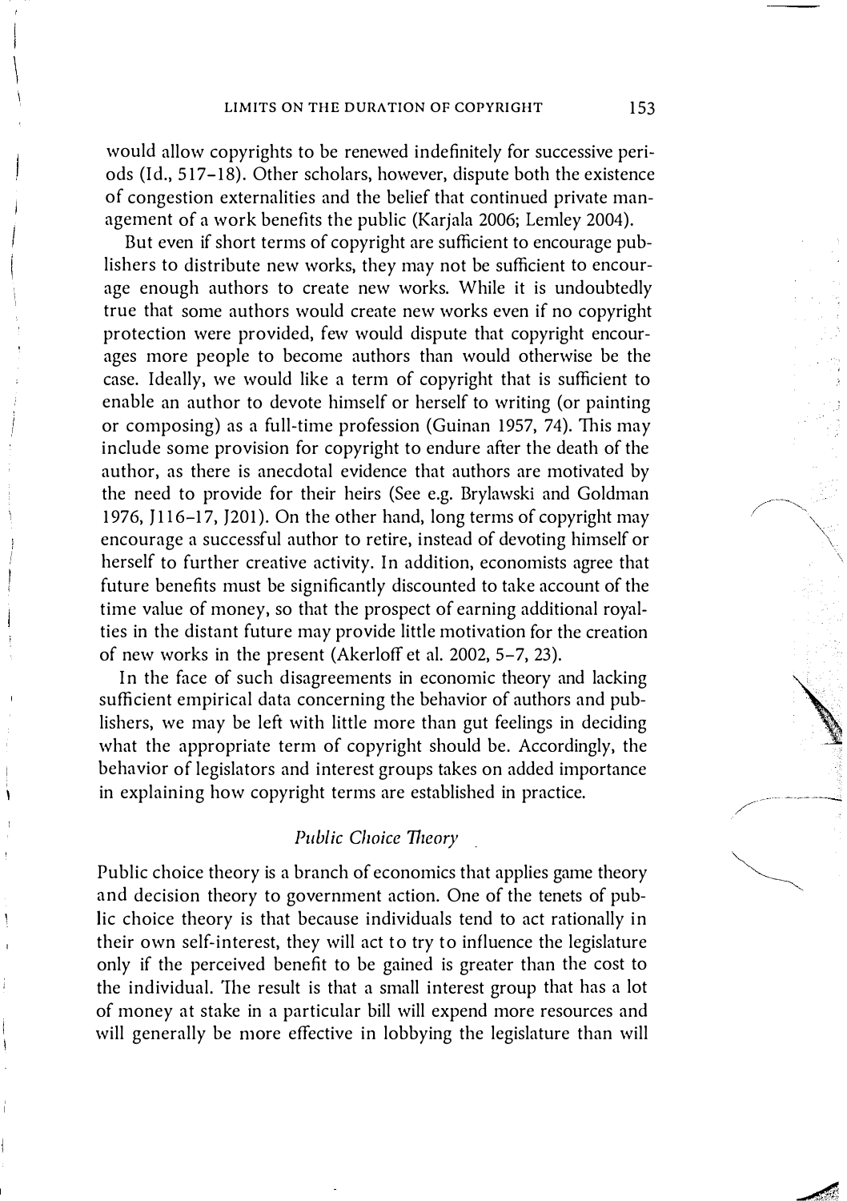would allow copyrights to be renewed indefinitely for successive periods (Id., 517–18). Other scholars, however, dispute both the existence of congestion externalities and the belief that continued private management of a work benefits the public (Karjala 2006; Lemley 2004).

But even if short terms of copyright are sufficient to encourage publishers to distribute new works, they may not be sufficient to encourage enough authors to create new works. While it is undoubtedly true that some authors would create new works even if no copyright protection were provided, few would dispute that copyright encourages more people to become authors than would otherwise be the case. Ideally, we would like a term of copyright that is sufficient to enable an author to devote himself or herself to writing (or painting or composing) as a full-time profession (Guinan 1957, 74). This may include some provision for copyright to endure after the death of the author, as there is anecdotal evidence that authors are motivated by the need to provide for their heirs (See e.g. Brylawski and Goldman 1976, J116–17, J201). On the other hand, long terms of copyright may encourage a successful author to retire, instead of devoting himself or herself to further creative activity. In addition, economists agree that future benefits must be significantly discounted to take account of the time value of money, so that the prospect of earning additional royalties in the distant future may provide little motivation for the creation of new works in the present (Akerloff et al. 2002, 5–7, 23).

In the face of such disagreements in economic theory and lacking sufficient empirical data concerning the behavior of authors and publishers, we may be left with little more than gut feelings in deciding what the appropriate term of copyright should be. Accordingly, the behavior of legislators and interest groups takes on added importance in explaining how copyright terms are established in practice.

### *Public Choice Theory*

Public choice theory is a branch of economics that applies game theory and decision theory to government action. One of the tenets of public choice theory is that because individuals tend to act rationally in their own self-interest, they will act to try to influence the legislature only if the perceived benefit to be gained is greater than the cost to the individual. The result is that a small interest group that has a lot of money at stake in a particular bill will expend more resources and will generally be more effective in lobbying the legislature than will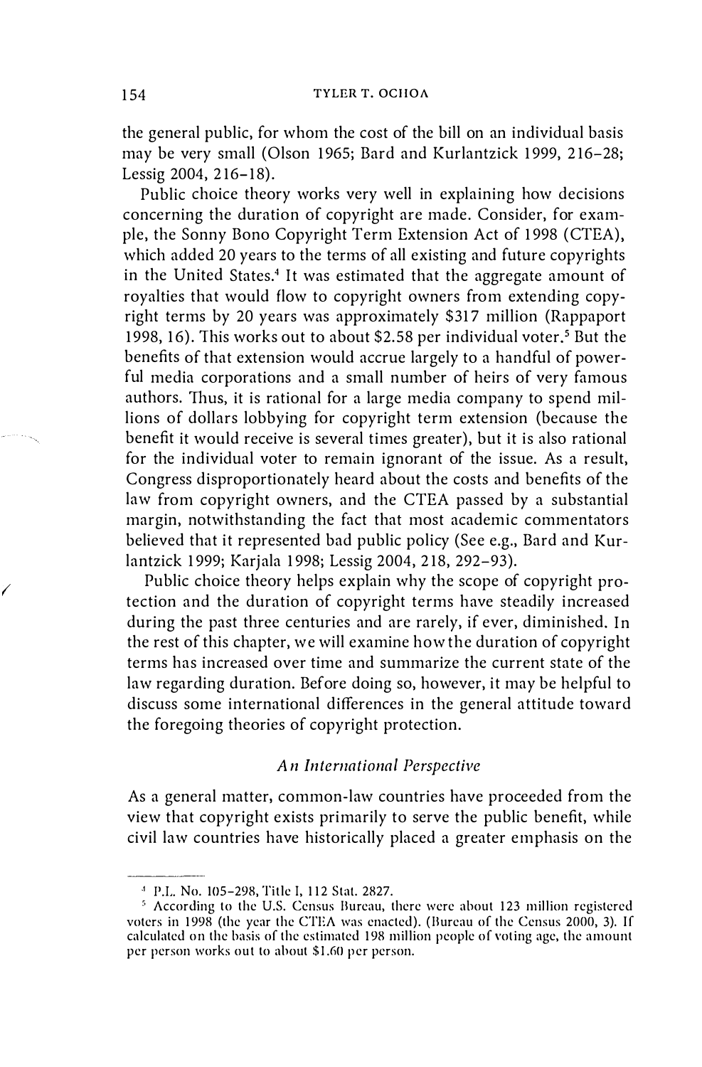the general public, for whom the cost of the bill on an individual basis may be very small (Olson 1965; Bard and Kurlantzick 1999, 216–28; Lessig 2004, 216–18).

Public choice theory works very well in explaining how decisions concerning the duration of copyright are made. Consider, for example, the Sonny Bono Copyright Term Extension Act of 1998 (CTEA), which added 20 years to the terms of all existing and future copyrights in the United States.[4] It was estimated that the aggregate amount of royalties that would flow to copyright owners from extending copyright terms by 20 years was approximately $317 million (Rappaport 1998, 16). This works out to about $2.58 per individual voter.[5] But the benefits of that extension would accrue largely to a handful of powerful media corporations and a small number of heirs of very famous authors. Thus, it is rational for a large media company to spend millions of dollars lobbying for copyright term extension (because the benefit it would receive is several times greater), but it is also rational for the individual voter to remain ignorant of the issue. As a result, Congress disproportionately heard about the costs and benefits of the law from copyright owners, and the CTEA passed by a substantial margin, notwithstanding the fact that most academic commentators believed that it represented bad public policy (See e.g., Bard and Kurlantzick 1999; Karjala 1998; Lessig 2004, 218, 292–93).

Public choice theory helps explain why the scope of copyright protection and the duration of copyright terms have steadily increased during the past three centuries and are rarely, if ever, diminished. In the rest of this chapter, we will examine how the duration of copyright terms has increased over time and summarize the current state of the law regarding duration. Before doing so, however, it may be helpful to discuss some international differences in the general attitude toward the foregoing theories of copyright protection.

### *An International Perspective*

As a general matter, common-law countries have proceeded from the view that copyright exists primarily to serve the public benefit, while civil law countries have historically placed a greater emphasis on the

---

[4] P.L. No. 105-298, Title I, 112 Stat. 2827.

[5] According to the U.S. Census Bureau, there were about 123 million registered voters in 1998 (the year the CTEA was enacted). (Bureau of the Census 2000, 3). If calculated on the basis of the estimated 198 million people of voting age, the amount per person works out to about $1.60 per person.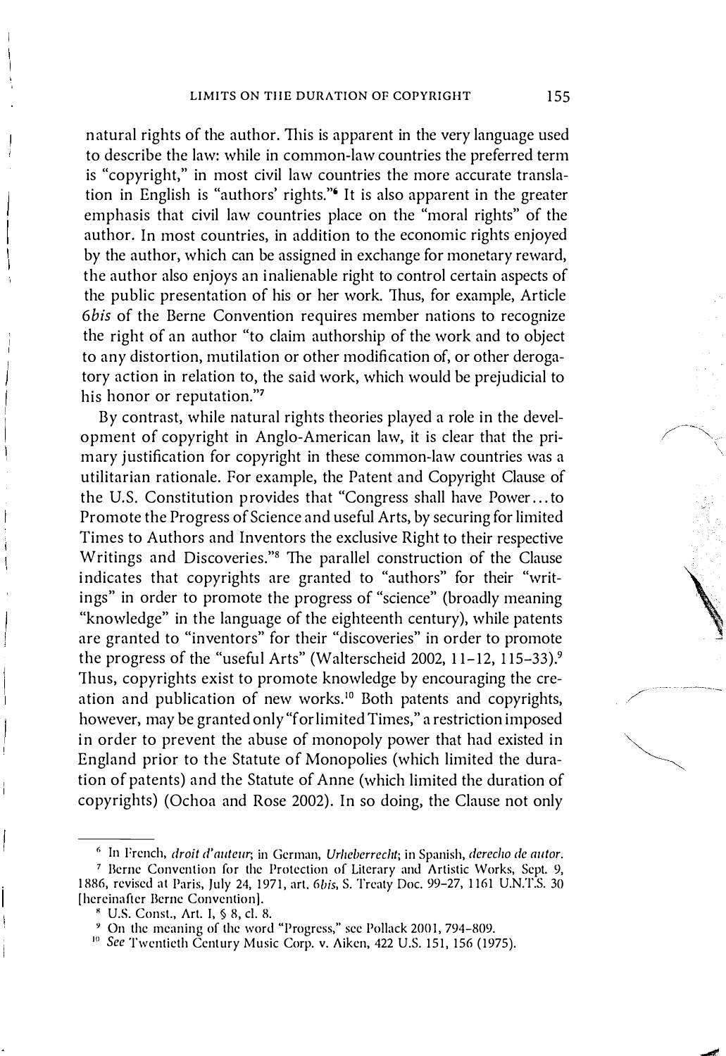natural rights of the author. This is apparent in the very language used to describe the law: while in common-law countries the preferred term is "copyright," in most civil law countries the more accurate translation in English is "authors' rights."[6] It is also apparent in the greater emphasis that civil law countries place on the "moral rights" of the author. In most countries, in addition to the economic rights enjoyed by the author, which can be assigned in exchange for monetary reward, the author also enjoys an inalienable right to control certain aspects of the public presentation of his or her work. Thus, for example, Article 6*bis* of the Berne Convention requires member nations to recognize the right of an author "to claim authorship of the work and to object to any distortion, mutilation or other modification of, or other derogatory action in relation to, the said work, which would be prejudicial to his honor or reputation."[7]

By contrast, while natural rights theories played a role in the development of copyright in Anglo-American law, it is clear that the primary justification for copyright in these common-law countries was a utilitarian rationale. For example, the Patent and Copyright Clause of the U.S. Constitution provides that "Congress shall have Power... to Promote the Progress of Science and useful Arts, by securing for limited Times to Authors and Inventors the exclusive Right to their respective Writings and Discoveries."[8] The parallel construction of the Clause indicates that copyrights are granted to "authors" for their "writings" in order to promote the progress of "science" (broadly meaning "knowledge" in the language of the eighteenth century), while patents are granted to "inventors" for their "discoveries" in order to promote the progress of the "useful Arts" (Walterscheid 2002, 11–12, 115–33).[9] Thus, copyrights exist to promote knowledge by encouraging the creation and publication of new works.[10] Both patents and copyrights, however, may be granted only "for limited Times," a restriction imposed in order to prevent the abuse of monopoly power that had existed in England prior to the Statute of Monopolies (which limited the duration of patents) and the Statute of Anne (which limited the duration of copyrights) (Ochoa and Rose 2002). In so doing, the Clause not only

---

[6] In French, *droit d'auteur*; in German, *Urheberrecht*; in Spanish, *derecho de autor*.

[7] Berne Convention for the Protection of Literary and Artistic Works, Sept. 9, 1886, revised at Paris, July 24, 1971, art. 6*bis*, S. Treaty Doc. 99-27, 1161 U.N.T.S. 30 [hereinafter Berne Convention].

[8] U.S. Const., Art. I, § 8, cl. 8.

[9] On the meaning of the word "Progress," see Pollack 2001, 794–809.

[10] *See* Twentieth Century Music Corp. v. Aiken, 422 U.S. 151, 156 (1975).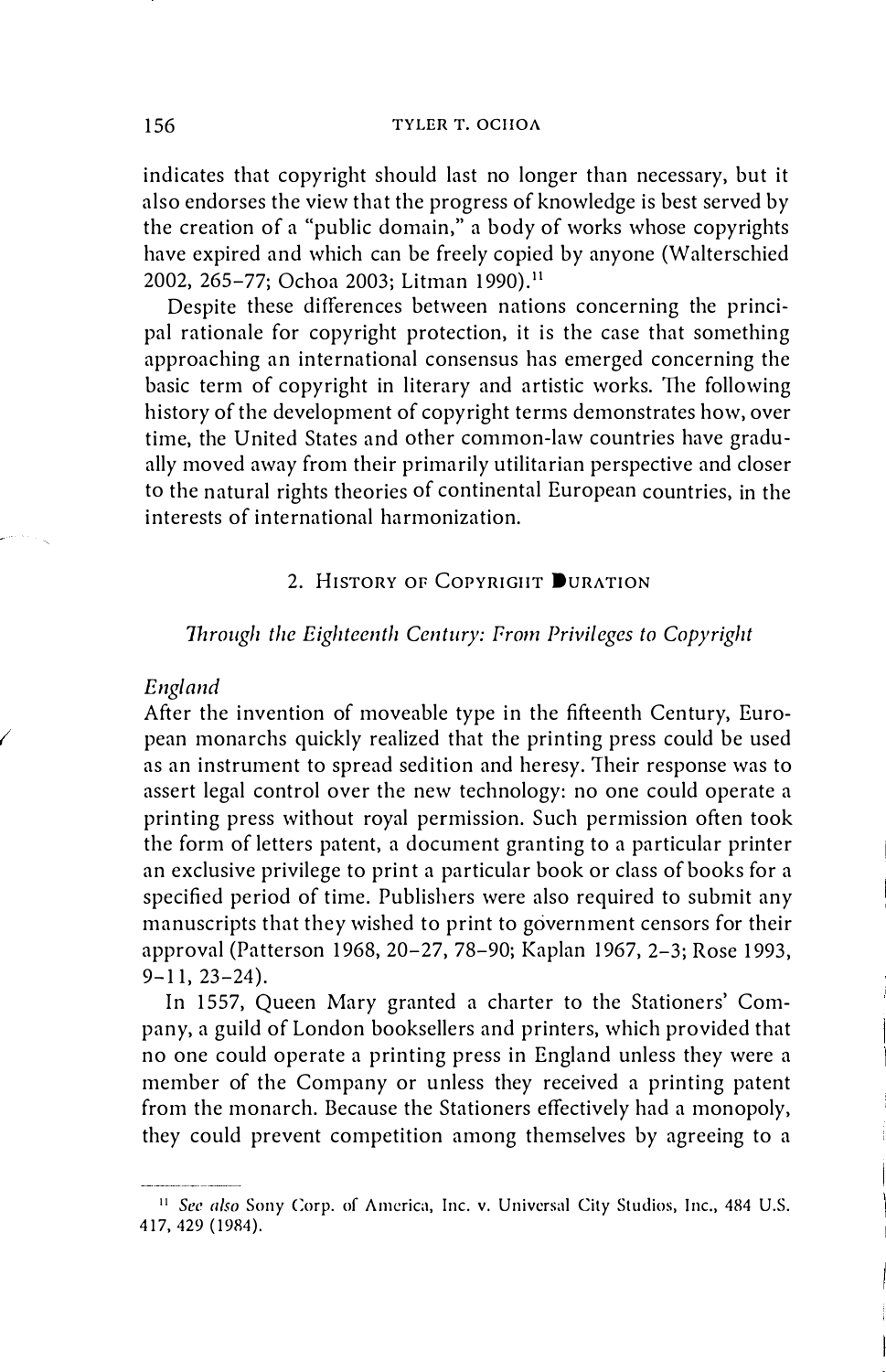indicates that copyright should last no longer than necessary, but it also endorses the view that the progress of knowledge is best served by the creation of a "public domain," a body of works whose copyrights have expired and which can be freely copied by anyone (Walterschied 2002, 265–77; Ochoa 2003; Litman 1990).[11]

Despite these differences between nations concerning the principal rationale for copyright protection, it is the case that something approaching an international consensus has emerged concerning the basic term of copyright in literary and artistic works. The following history of the development of copyright terms demonstrates how, over time, the United States and other common-law countries have gradually moved away from their primarily utilitarian perspective and closer to the natural rights theories of continental European countries, in the interests of international harmonization.

## 2. History of Copyright Duration

### *Through the Eighteenth Century: From Privileges to Copyright*

#### *England*

After the invention of moveable type in the fifteenth Century, European monarchs quickly realized that the printing press could be used as an instrument to spread sedition and heresy. Their response was to assert legal control over the new technology: no one could operate a printing press without royal permission. Such permission often took the form of letters patent, a document granting to a particular printer an exclusive privilege to print a particular book or class of books for a specified period of time. Publishers were also required to submit any manuscripts that they wished to print to government censors for their approval (Patterson 1968, 20–27, 78–90; Kaplan 1967, 2–3; Rose 1993, 9–11, 23–24).

In 1557, Queen Mary granted a charter to the Stationers' Company, a guild of London booksellers and printers, which provided that no one could operate a printing press in England unless they were a member of the Company or unless they received a printing patent from the monarch. Because the Stationers effectively had a monopoly, they could prevent competition among themselves by agreeing to a

[11] *See also* Sony Corp. of America, Inc. v. Universal City Studios, Inc., 484 U.S. 417, 429 (1984).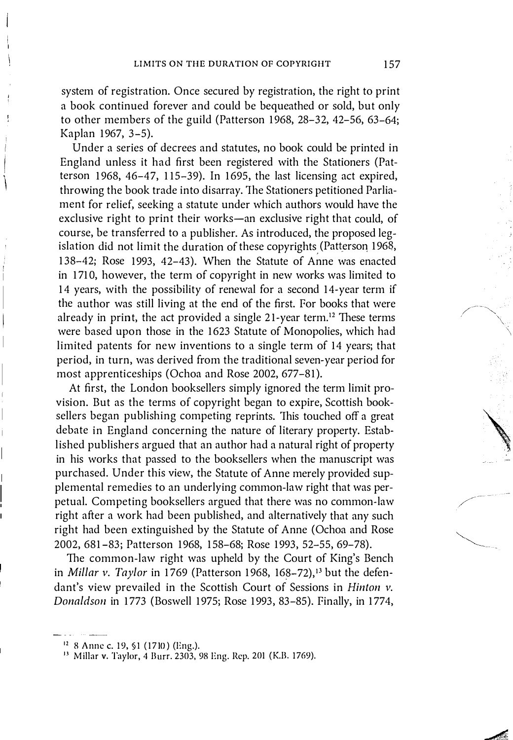system of registration. Once secured by registration, the right to print a book continued forever and could be bequeathed or sold, but only to other members of the guild (Patterson 1968, 28–32, 42–56, 63–64; Kaplan 1967, 3–5).

Under a series of decrees and statutes, no book could be printed in England unless it had first been registered with the Stationers (Patterson 1968, 46–47, 115–39). In 1695, the last licensing act expired, throwing the book trade into disarray. The Stationers petitioned Parliament for relief, seeking a statute under which authors would have the exclusive right to print their works—an exclusive right that could, of course, be transferred to a publisher. As introduced, the proposed legislation did not limit the duration of these copyrights (Patterson 1968, 138–42; Rose 1993, 42–43). When the Statute of Anne was enacted in 1710, however, the term of copyright in new works was limited to 14 years, with the possibility of renewal for a second 14-year term if the author was still living at the end of the first. For books that were already in print, the act provided a single 21-year term.[12] These terms were based upon those in the 1623 Statute of Monopolies, which had limited patents for new inventions to a single term of 14 years; that period, in turn, was derived from the traditional seven-year period for most apprenticeships (Ochoa and Rose 2002, 677–81).

At first, the London booksellers simply ignored the term limit provision. But as the terms of copyright began to expire, Scottish booksellers began publishing competing reprints. This touched off a great debate in England concerning the nature of literary property. Established publishers argued that an author had a natural right of property in his works that passed to the booksellers when the manuscript was purchased. Under this view, the Statute of Anne merely provided supplemental remedies to an underlying common-law right that was perpetual. Competing booksellers argued that there was no common-law right after a work had been published, and alternatively that any such right had been extinguished by the Statute of Anne (Ochoa and Rose 2002, 681–83; Patterson 1968, 158–68; Rose 1993, 52–55, 69–78).

The common-law right was upheld by the Court of King's Bench in *Millar v. Taylor* in 1769 (Patterson 1968, 168–72),[13] but the defendant's view prevailed in the Scottish Court of Sessions in *Hinton v. Donaldson* in 1773 (Boswell 1975; Rose 1993, 83–85). Finally, in 1774,

---

[12] 8 Anne c. 19, §1 (1710) (Eng.).

[13] Millar v. Taylor, 4 Burr. 2303, 98 Eng. Rep. 201 (K.B. 1769).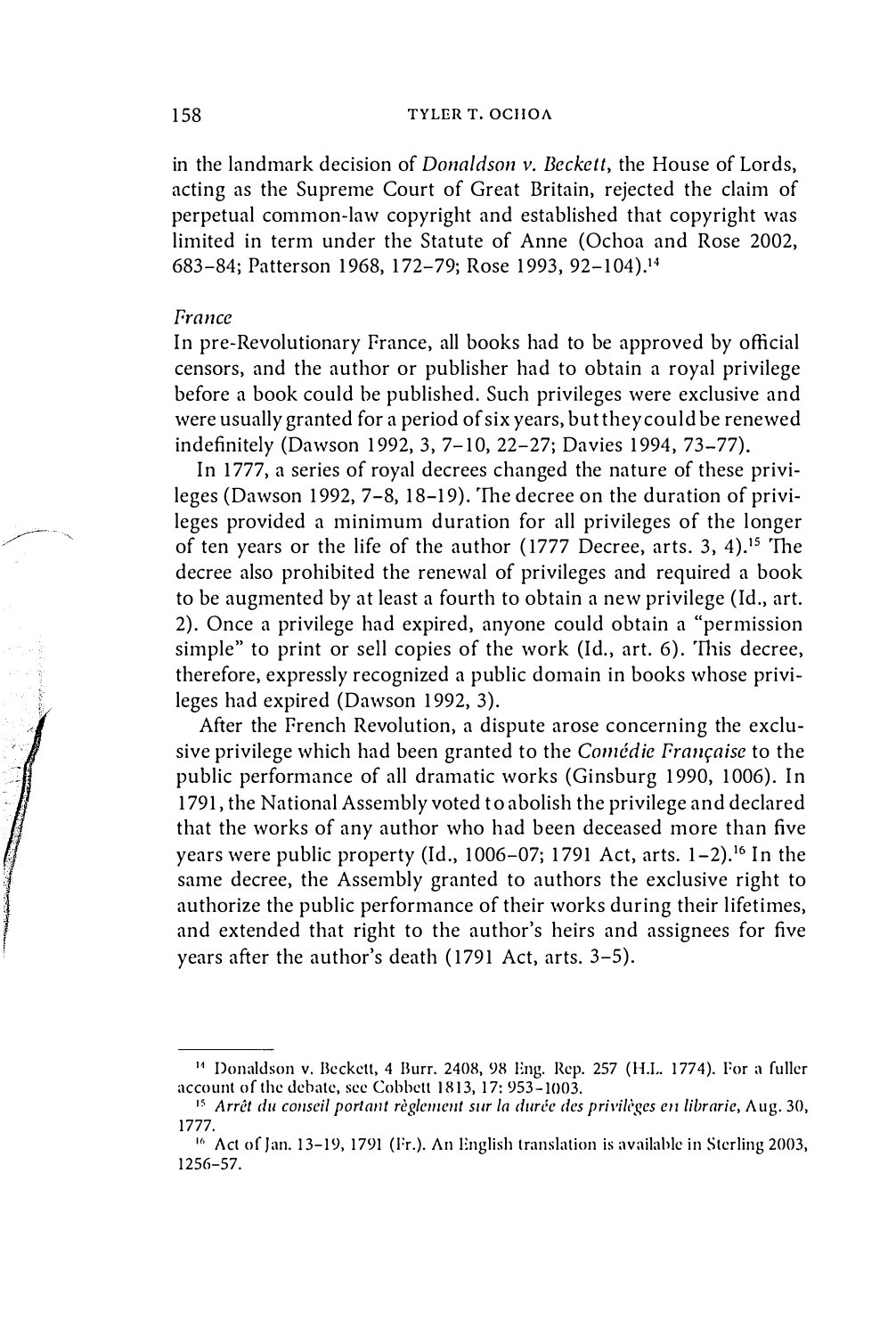in the landmark decision of *Donaldson v. Beckett*, the House of Lords, acting as the Supreme Court of Great Britain, rejected the claim of perpetual common-law copyright and established that copyright was limited in term under the Statute of Anne (Ochoa and Rose 2002, 683–84; Patterson 1968, 172–79; Rose 1993, 92–104).[14]

*France*

In pre-Revolutionary France, all books had to be approved by official censors, and the author or publisher had to obtain a royal privilege before a book could be published. Such privileges were exclusive and were usually granted for a period of six years, but they could be renewed indefinitely (Dawson 1992, 3, 7–10, 22–27; Davies 1994, 73–77).

In 1777, a series of royal decrees changed the nature of these privileges (Dawson 1992, 7–8, 18–19). The decree on the duration of privileges provided a minimum duration for all privileges of the longer of ten years or the life of the author (1777 Decree, arts. 3, 4).[15] The decree also prohibited the renewal of privileges and required a book to be augmented by at least a fourth to obtain a new privilege (Id., art. 2). Once a privilege had expired, anyone could obtain a "permission simple" to print or sell copies of the work (Id., art. 6). This decree, therefore, expressly recognized a public domain in books whose privileges had expired (Dawson 1992, 3).

After the French Revolution, a dispute arose concerning the exclusive privilege which had been granted to the *Comédie Française* to the public performance of all dramatic works (Ginsburg 1990, 1006). In 1791, the National Assembly voted to abolish the privilege and declared that the works of any author who had been deceased more than five years were public property (Id., 1006–07; 1791 Act, arts. 1–2).[16] In the same decree, the Assembly granted to authors the exclusive right to authorize the public performance of their works during their lifetimes, and extended that right to the author's heirs and assignees for five years after the author's death (1791 Act, arts. 3–5).

---

[14] Donaldson v. Beckett, 4 Burr. 2408, 98 Eng. Rep. 257 (H.L. 1774). For a fuller account of the debate, see Cobbett 1813, 17: 953–1003.

[15] *Arrêt du conseil portant règlement sur la durée des privilèges en librarie*, Aug. 30, 1777.

[16] Act of Jan. 13–19, 1791 (Fr.). An English translation is available in Sterling 2003, 1256–57.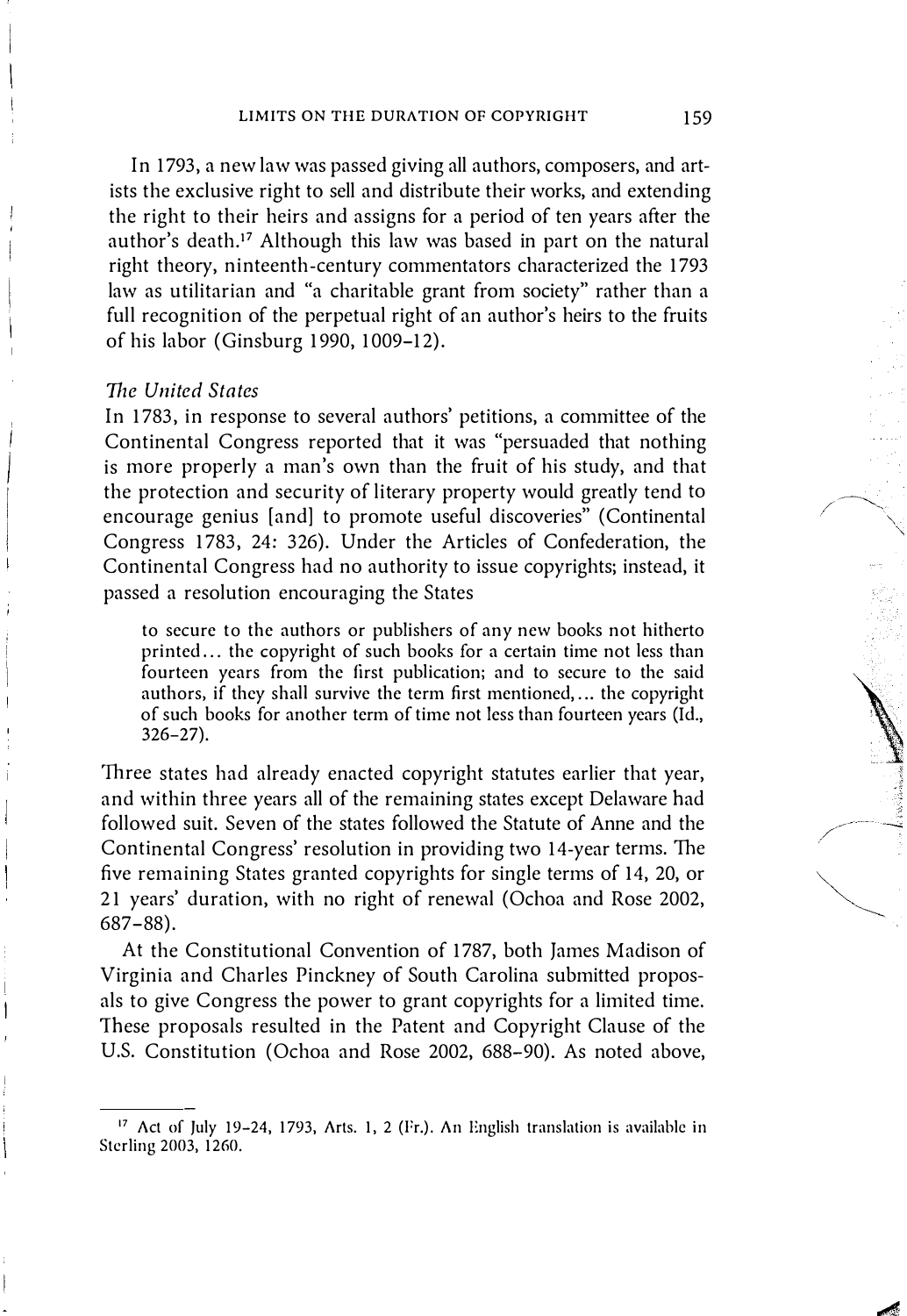In 1793, a new law was passed giving all authors, composers, and artists the exclusive right to sell and distribute their works, and extending the right to their heirs and assigns for a period of ten years after the author's death.[17] Although this law was based in part on the natural right theory, nineteenth-century commentators characterized the 1793 law as utilitarian and "a charitable grant from society" rather than a full recognition of the perpetual right of an author's heirs to the fruits of his labor (Ginsburg 1990, 1009–12).

### *The United States*

In 1783, in response to several authors' petitions, a committee of the Continental Congress reported that it was "persuaded that nothing is more properly a man's own than the fruit of his study, and that the protection and security of literary property would greatly tend to encourage genius [and] to promote useful discoveries" (Continental Congress 1783, 24: 326). Under the Articles of Confederation, the Continental Congress had no authority to issue copyrights; instead, it passed a resolution encouraging the States

> to secure to the authors or publishers of any new books not hitherto printed... the copyright of such books for a certain time not less than fourteen years from the first publication; and to secure to the said authors, if they shall survive the term first mentioned,... the copyright of such books for another term of time not less than fourteen years (Id., 326–27).

Three states had already enacted copyright statutes earlier that year, and within three years all of the remaining states except Delaware had followed suit. Seven of the states followed the Statute of Anne and the Continental Congress' resolution in providing two 14-year terms. The five remaining States granted copyrights for single terms of 14, 20, or 21 years' duration, with no right of renewal (Ochoa and Rose 2002, 687–88).

At the Constitutional Convention of 1787, both James Madison of Virginia and Charles Pinckney of South Carolina submitted proposals to give Congress the power to grant copyrights for a limited time. These proposals resulted in the Patent and Copyright Clause of the U.S. Constitution (Ochoa and Rose 2002, 688–90). As noted above,

---

[17] Act of July 19–24, 1793, Arts. 1, 2 (Fr.). An English translation is available in Sterling 2003, 1260.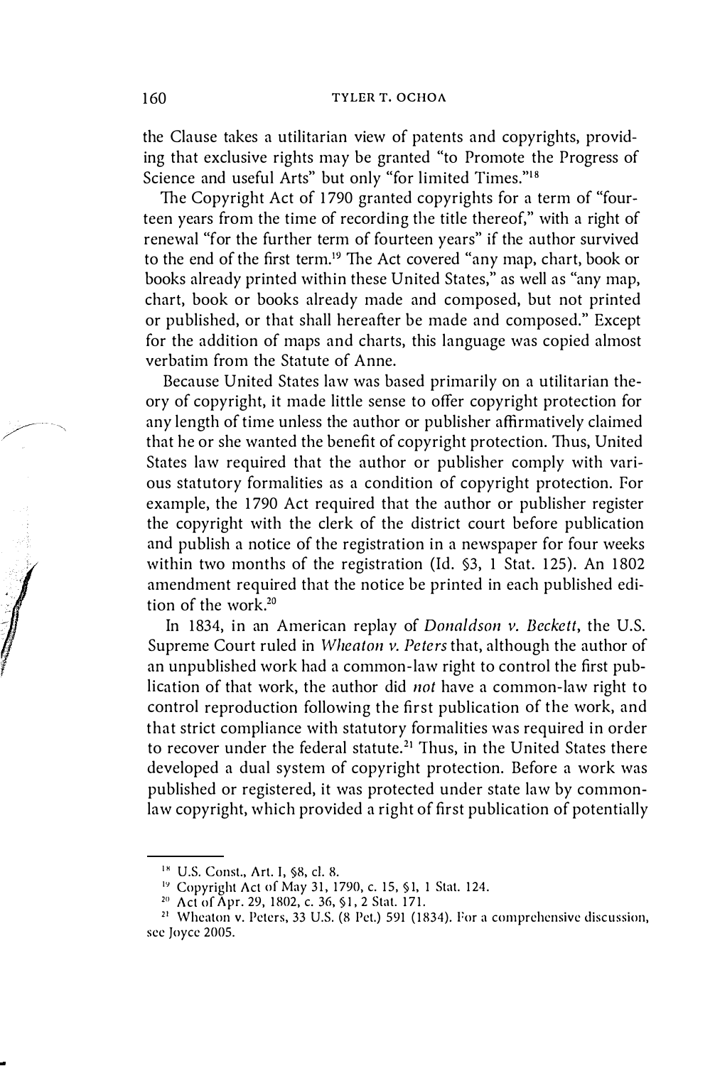the Clause takes a utilitarian view of patents and copyrights, providing that exclusive rights may be granted "to Promote the Progress of Science and useful Arts" but only "for limited Times."[18]

The Copyright Act of 1790 granted copyrights for a term of "fourteen years from the time of recording the title thereof," with a right of renewal "for the further term of fourteen years" if the author survived to the end of the first term.[19] The Act covered "any map, chart, book or books already printed within these United States," as well as "any map, chart, book or books already made and composed, but not printed or published, or that shall hereafter be made and composed." Except for the addition of maps and charts, this language was copied almost verbatim from the Statute of Anne.

Because United States law was based primarily on a utilitarian theory of copyright, it made little sense to offer copyright protection for any length of time unless the author or publisher affirmatively claimed that he or she wanted the benefit of copyright protection. Thus, United States law required that the author or publisher comply with various statutory formalities as a condition of copyright protection. For example, the 1790 Act required that the author or publisher register the copyright with the clerk of the district court before publication and publish a notice of the registration in a newspaper for four weeks within two months of the registration (Id. §3, 1 Stat. 125). An 1802 amendment required that the notice be printed in each published edition of the work.[20]

In 1834, in an American replay of *Donaldson v. Beckett*, the U.S. Supreme Court ruled in *Wheaton v. Peters* that, although the author of an unpublished work had a common-law right to control the first publication of that work, the author did *not* have a common-law right to control reproduction following the first publication of the work, and that strict compliance with statutory formalities was required in order to recover under the federal statute.[21] Thus, in the United States there developed a dual system of copyright protection. Before a work was published or registered, it was protected under state law by common-law copyright, which provided a right of first publication of potentially

---

[18] U.S. Const., Art. I, §8, cl. 8.

[19] Copyright Act of May 31, 1790, c. 15, §1, 1 Stat. 124.

[20] Act of Apr. 29, 1802, c. 36, §1, 2 Stat. 171.

[21] Wheaton v. Peters, 33 U.S. (8 Pet.) 591 (1834). For a comprehensive discussion, see Joyce 2005.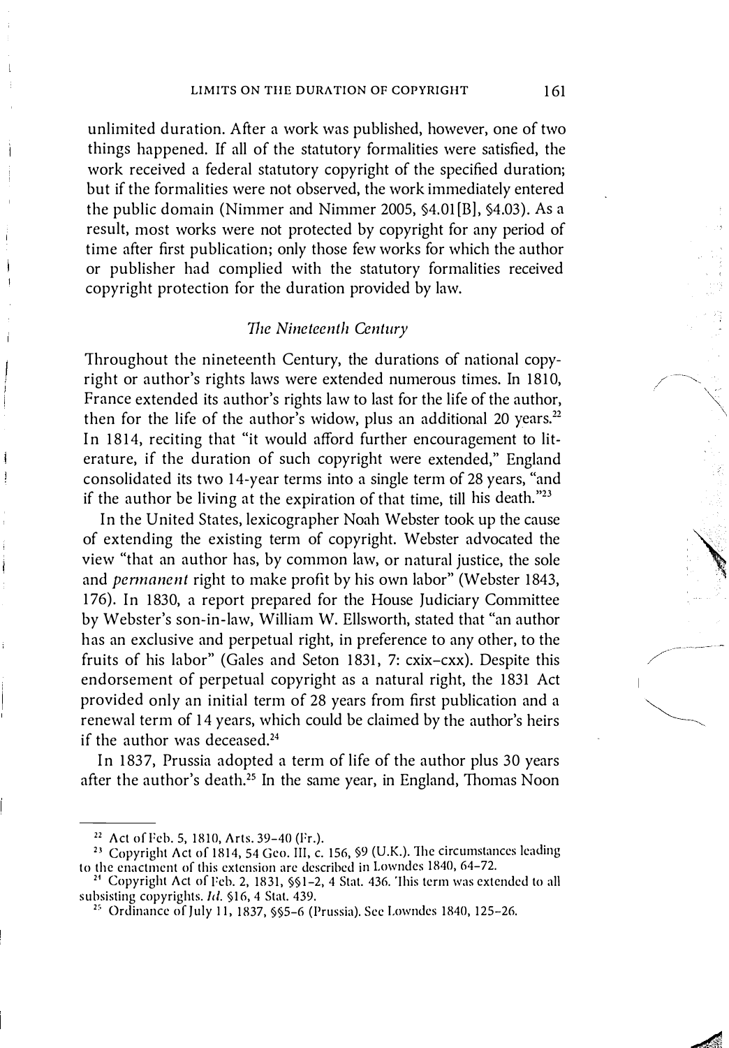unlimited duration. After a work was published, however, one of two things happened. If all of the statutory formalities were satisfied, the work received a federal statutory copyright of the specified duration; but if the formalities were not observed, the work immediately entered the public domain (Nimmer and Nimmer 2005, §4.01[B], §4.03). As a result, most works were not protected by copyright for any period of time after first publication; only those few works for which the author or publisher had complied with the statutory formalities received copyright protection for the duration provided by law.

### *The Nineteenth Century*

Throughout the nineteenth Century, the durations of national copyright or author's rights laws were extended numerous times. In 1810, France extended its author's rights law to last for the life of the author, then for the life of the author's widow, plus an additional 20 years.[22] In 1814, reciting that "it would afford further encouragement to literature, if the duration of such copyright were extended," England consolidated its two 14-year terms into a single term of 28 years, "and if the author be living at the expiration of that time, till his death."[23]

In the United States, lexicographer Noah Webster took up the cause of extending the existing term of copyright. Webster advocated the view "that an author has, by common law, or natural justice, the sole and *permanent* right to make profit by his own labor" (Webster 1843, 176). In 1830, a report prepared for the House Judiciary Committee by Webster's son-in-law, William W. Ellsworth, stated that "an author has an exclusive and perpetual right, in preference to any other, to the fruits of his labor" (Gales and Seton 1831, 7: cxix–cxx). Despite this endorsement of perpetual copyright as a natural right, the 1831 Act provided only an initial term of 28 years from first publication and a renewal term of 14 years, which could be claimed by the author's heirs if the author was deceased.[24]

In 1837, Prussia adopted a term of life of the author plus 30 years after the author's death.[25] In the same year, in England, Thomas Noon

---

[22] Act of Feb. 5, 1810, Arts. 39–40 (Fr.).

[23] Copyright Act of 1814, 54 Geo. III, c. 156, §9 (U.K.). The circumstances leading to the enactment of this extension are described in Lowndes 1840, 64–72.

[24] Copyright Act of Feb. 2, 1831, §§1–2, 4 Stat. 436. This term was extended to all subsisting copyrights. *Id.* §16, 4 Stat. 439.

[25] Ordinance of July 11, 1837, §§5–6 (Prussia). See Lowndes 1840, 125–26.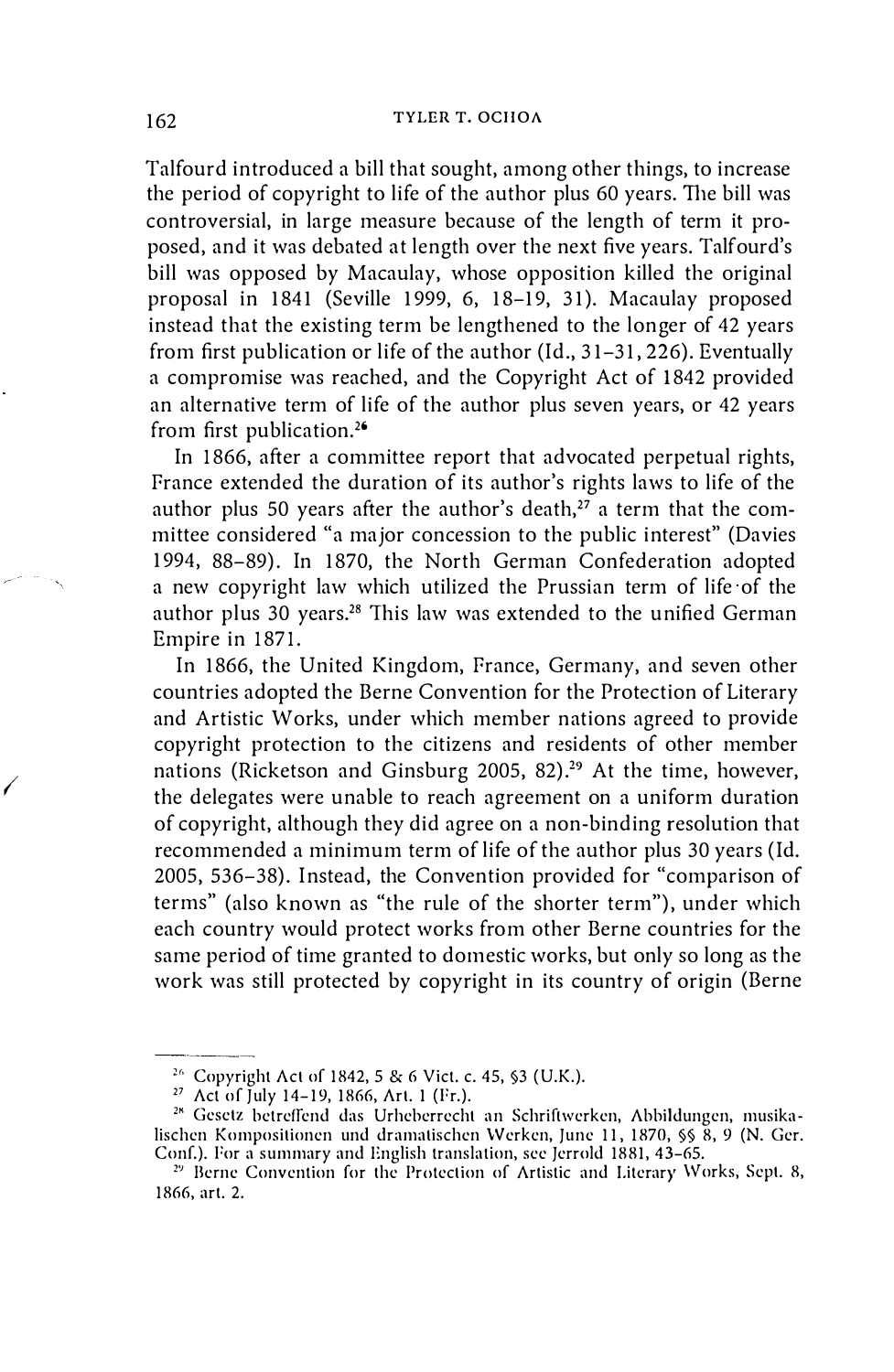Talfourd introduced a bill that sought, among other things, to increase the period of copyright to life of the author plus 60 years. The bill was controversial, in large measure because of the length of term it proposed, and it was debated at length over the next five years. Talfourd's bill was opposed by Macaulay, whose opposition killed the original proposal in 1841 (Seville 1999, 6, 18–19, 31). Macaulay proposed instead that the existing term be lengthened to the longer of 42 years from first publication or life of the author (Id., 31–31, 226). Eventually a compromise was reached, and the Copyright Act of 1842 provided an alternative term of life of the author plus seven years, or 42 years from first publication.[26]

In 1866, after a committee report that advocated perpetual rights, France extended the duration of its author's rights laws to life of the author plus 50 years after the author's death,[27] a term that the committee considered "a major concession to the public interest" (Davies 1994, 88–89). In 1870, the North German Confederation adopted a new copyright law which utilized the Prussian term of life of the author plus 30 years.[28] This law was extended to the unified German Empire in 1871.

In 1866, the United Kingdom, France, Germany, and seven other countries adopted the Berne Convention for the Protection of Literary and Artistic Works, under which member nations agreed to provide copyright protection to the citizens and residents of other member nations (Ricketson and Ginsburg 2005, 82).[29] At the time, however, the delegates were unable to reach agreement on a uniform duration of copyright, although they did agree on a non-binding resolution that recommended a minimum term of life of the author plus 30 years (Id. 2005, 536–38). Instead, the Convention provided for "comparison of terms" (also known as "the rule of the shorter term"), under which each country would protect works from other Berne countries for the same period of time granted to domestic works, but only so long as the work was still protected by copyright in its country of origin (Berne

---

[26] Copyright Act of 1842, 5 & 6 Vict. c. 45, §3 (U.K.).

[27] Act of July 14–19, 1866, Art. 1 (Fr.).

[28] Gesetz betreffend das Urheberrecht an Schriftwerken, Abbildungen, musikalischen Kompositionen und dramatischen Werken, June 11, 1870, §§ 8, 9 (N. Ger. Conf.). For a summary and English translation, see Jerrold 1881, 43–65.

[29] Berne Convention for the Protection of Artistic and Literary Works, Sept. 8, 1866, art. 2.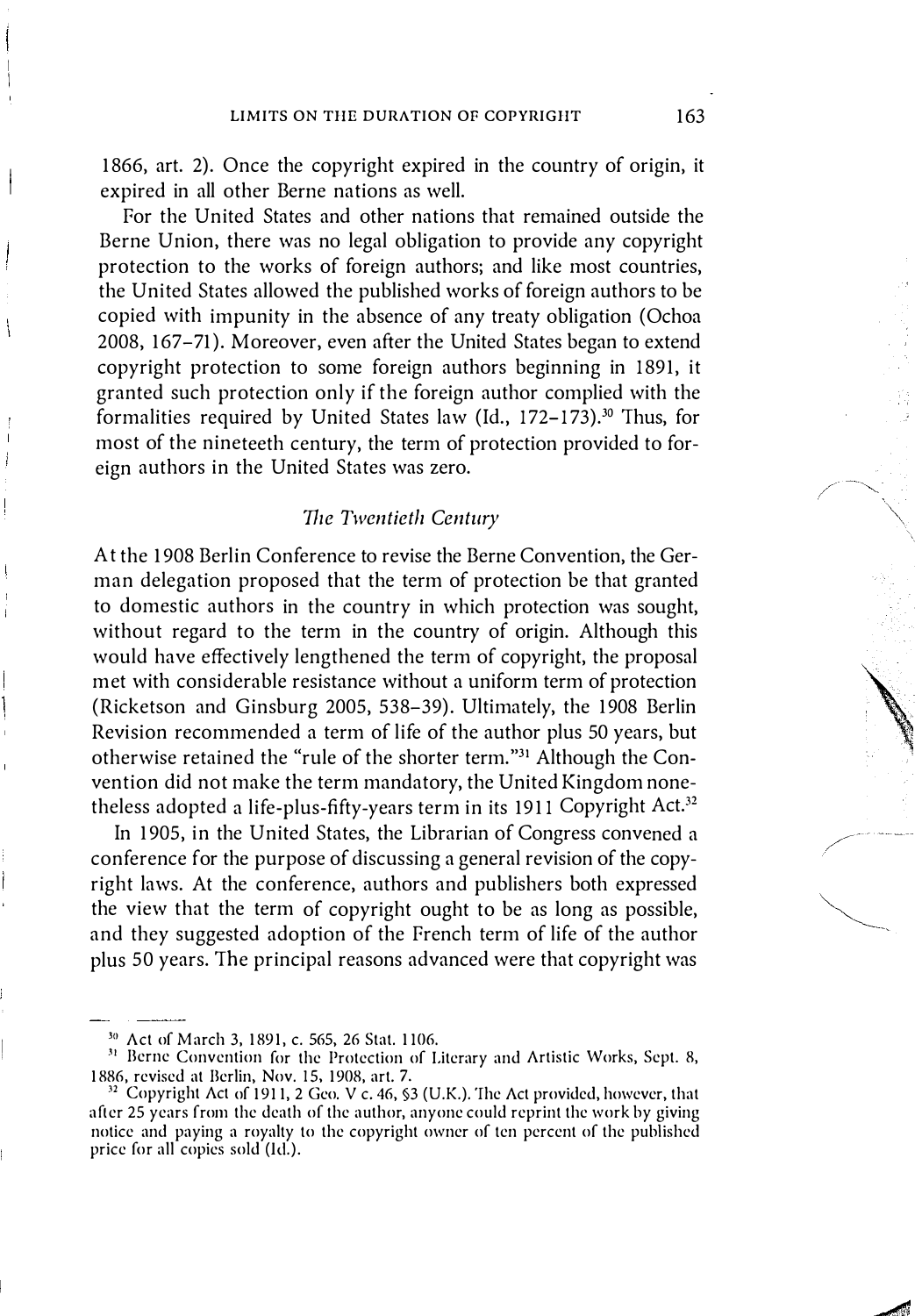1866, art. 2). Once the copyright expired in the country of origin, it expired in all other Berne nations as well.

For the United States and other nations that remained outside the Berne Union, there was no legal obligation to provide any copyright protection to the works of foreign authors; and like most countries, the United States allowed the published works of foreign authors to be copied with impunity in the absence of any treaty obligation (Ochoa 2008, 167–71). Moreover, even after the United States began to extend copyright protection to some foreign authors beginning in 1891, it granted such protection only if the foreign author complied with the formalities required by United States law (Id., 172–173).[30] Thus, for most of the nineteeth century, the term of protection provided to foreign authors in the United States was zero.

### *The Twentieth Century*

At the 1908 Berlin Conference to revise the Berne Convention, the German delegation proposed that the term of protection be that granted to domestic authors in the country in which protection was sought, without regard to the term in the country of origin. Although this would have effectively lengthened the term of copyright, the proposal met with considerable resistance without a uniform term of protection (Ricketson and Ginsburg 2005, 538–39). Ultimately, the 1908 Berlin Revision recommended a term of life of the author plus 50 years, but otherwise retained the "rule of the shorter term."[31] Although the Convention did not make the term mandatory, the United Kingdom nonetheless adopted a life-plus-fifty-years term in its 1911 Copyright Act.[32]

In 1905, in the United States, the Librarian of Congress convened a conference for the purpose of discussing a general revision of the copyright laws. At the conference, authors and publishers both expressed the view that the term of copyright ought to be as long as possible, and they suggested adoption of the French term of life of the author plus 50 years. The principal reasons advanced were that copyright was

---

[30] Act of March 3, 1891, c. 565, 26 Stat. 1106.

[31] Berne Convention for the Protection of Literary and Artistic Works, Sept. 8, 1886, revised at Berlin, Nov. 15, 1908, art. 7.

[32] Copyright Act of 1911, 2 Geo. V c. 46, §3 (U.K.). The Act provided, however, that after 25 years from the death of the author, anyone could reprint the work by giving notice and paying a royalty to the copyright owner of ten percent of the published price for all copies sold (Id.).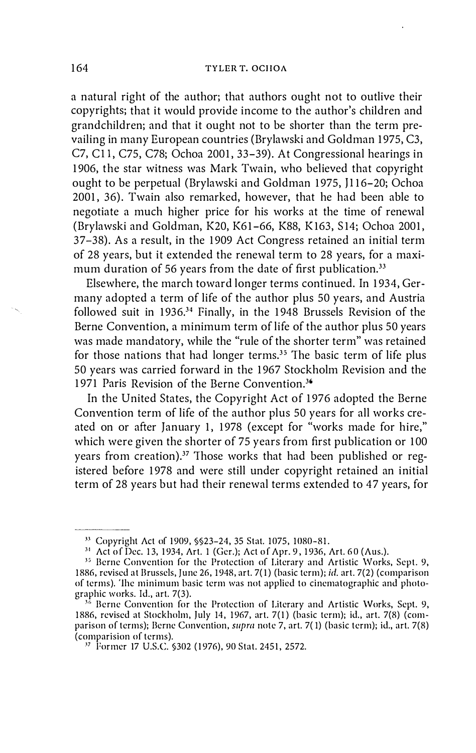a natural right of the author; that authors ought not to outlive their copyrights; that it would provide income to the author's children and grandchildren; and that it ought not to be shorter than the term prevailing in many European countries (Brylawski and Goldman 1975, C3, C7, C11, C75, C78; Ochoa 2001, 33–39). At Congressional hearings in 1906, the star witness was Mark Twain, who believed that copyright ought to be perpetual (Brylawski and Goldman 1975, J116–20; Ochoa 2001, 36). Twain also remarked, however, that he had been able to negotiate a much higher price for his works at the time of renewal (Brylawski and Goldman, K20, K61–66, K88, K163, S14; Ochoa 2001, 37–38). As a result, in the 1909 Act Congress retained an initial term of 28 years, but it extended the renewal term to 28 years, for a maximum duration of 56 years from the date of first publication.[33]

Elsewhere, the march toward longer terms continued. In 1934, Germany adopted a term of life of the author plus 50 years, and Austria followed suit in 1936.[34] Finally, in the 1948 Brussels Revision of the Berne Convention, a minimum term of life of the author plus 50 years was made mandatory, while the "rule of the shorter term" was retained for those nations that had longer terms.[35] The basic term of life plus 50 years was carried forward in the 1967 Stockholm Revision and the 1971 Paris Revision of the Berne Convention.[36]

In the United States, the Copyright Act of 1976 adopted the Berne Convention term of life of the author plus 50 years for all works created on or after January 1, 1978 (except for "works made for hire," which were given the shorter of 75 years from first publication or 100 years from creation).[37] Those works that had been published or registered before 1978 and were still under copyright retained an initial term of 28 years but had their renewal terms extended to 47 years, for

---

[33] Copyright Act of 1909, §§23–24, 35 Stat. 1075, 1080–81.

[34] Act of Dec. 13, 1934, Art. 1 (Ger.); Act of Apr. 9, 1936, Art. 60 (Aus.).

[35] Berne Convention for the Protection of Literary and Artistic Works, Sept. 9, 1886, revised at Brussels, June 26, 1948, art. 7(1) (basic term); *id.* art. 7(2) (comparison of terms). The minimum basic term was not applied to cinematographic and photographic works. Id., art. 7(3).

[36] Berne Convention for the Protection of Literary and Artistic Works, Sept. 9, 1886, revised at Stockholm, July 14, 1967, art. 7(1) (basic term); id., art. 7(8) (comparison of terms); Berne Convention, *supra* note 7, art. 7(1) (basic term); id., art. 7(8) (comparison of terms).

[37] Former 17 U.S.C. §302 (1976), 90 Stat. 2451, 2572.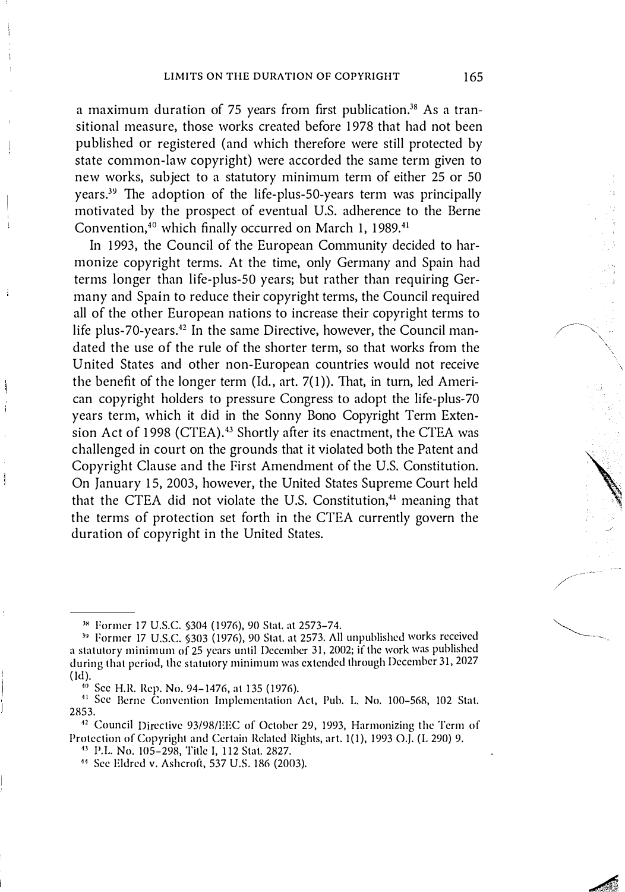a maximum duration of 75 years from first publication.[38] As a transitional measure, those works created before 1978 that had not been published or registered (and which therefore were still protected by state common-law copyright) were accorded the same term given to new works, subject to a statutory minimum term of either 25 or 50 years.[39] The adoption of the life-plus-50-years term was principally motivated by the prospect of eventual U.S. adherence to the Berne Convention,[40] which finally occurred on March 1, 1989.[41]

In 1993, the Council of the European Community decided to harmonize copyright terms. At the time, only Germany and Spain had terms longer than life-plus-50 years; but rather than requiring Germany and Spain to reduce their copyright terms, the Council required all of the other European nations to increase their copyright terms to life plus-70-years.[42] In the same Directive, however, the Council mandated the use of the rule of the shorter term, so that works from the United States and other non-European countries would not receive the benefit of the longer term (Id., art. 7(1)). That, in turn, led American copyright holders to pressure Congress to adopt the life-plus-70 years term, which it did in the Sonny Bono Copyright Term Extension Act of 1998 (CTEA).[43] Shortly after its enactment, the CTEA was challenged in court on the grounds that it violated both the Patent and Copyright Clause and the First Amendment of the U.S. Constitution. On January 15, 2003, however, the United States Supreme Court held that the CTEA did not violate the U.S. Constitution,[44] meaning that the terms of protection set forth in the CTEA currently govern the duration of copyright in the United States.

---

[38] Former 17 U.S.C. §304 (1976), 90 Stat. at 2573–74.

[39] Former 17 U.S.C. §303 (1976), 90 Stat. at 2573. All unpublished works received a statutory minimum of 25 years until December 31, 2002; if the work was published during that period, the statutory minimum was extended through December 31, 2027 (Id).

[40] See H.R. Rep. No. 94–1476, at 135 (1976).

[41] See Berne Convention Implementation Act, Pub. L. No. 100–568, 102 Stat. 2853.

[42] Council Directive 93/98/EEC of October 29, 1993, Harmonizing the Term of Protection of Copyright and Certain Related Rights, art. 1(1), 1993 O.J. (L 290) 9.

[43] P.L. No. 105–298, Title I, 112 Stat. 2827.

[44] See Eldred v. Ashcroft, 537 U.S. 186 (2003).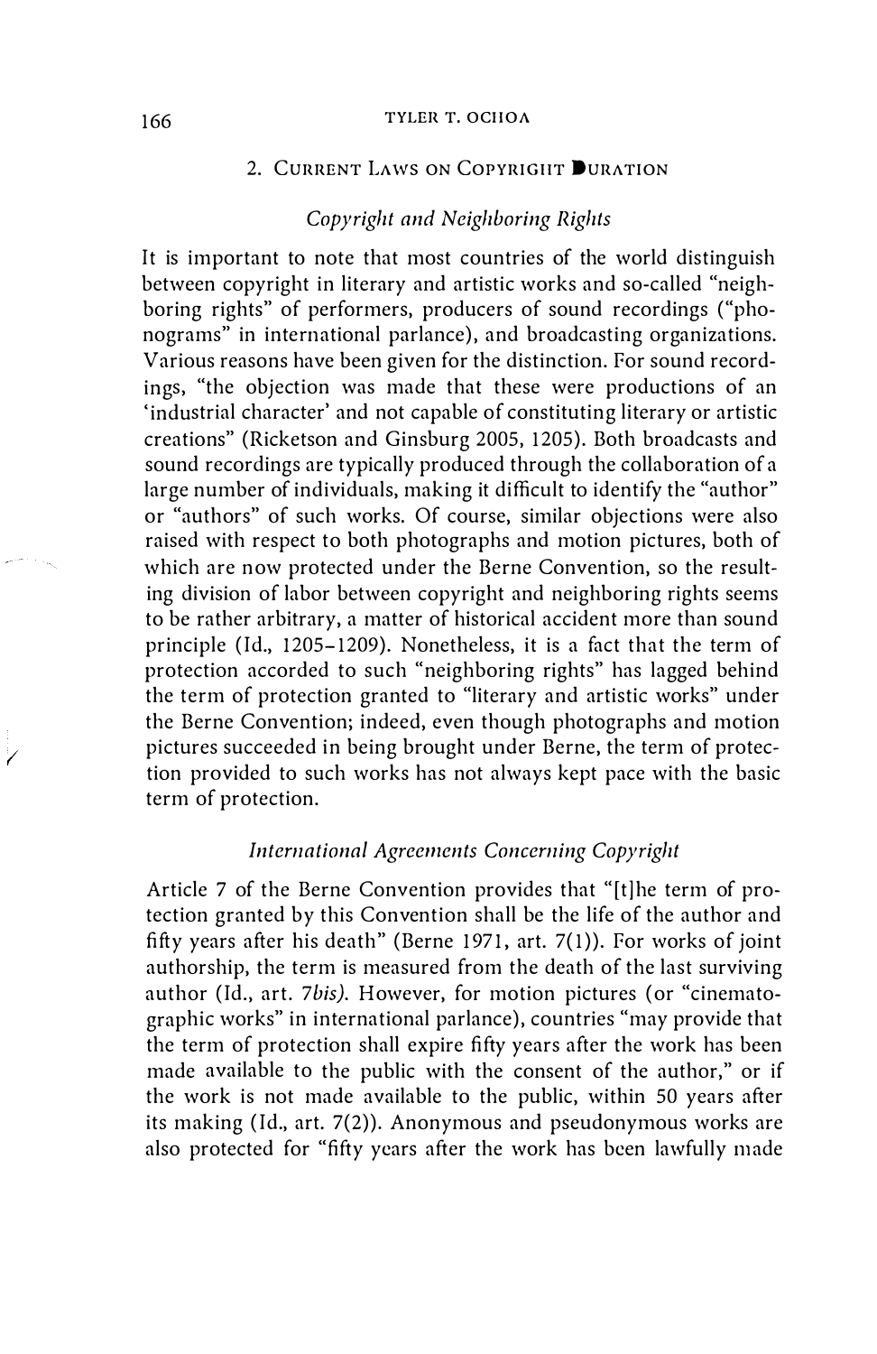## 2. Current Laws on Copyright Duration

### *Copyright and Neighboring Rights*

It is important to note that most countries of the world distinguish between copyright in literary and artistic works and so-called "neighboring rights" of performers, producers of sound recordings ("phonograms" in international parlance), and broadcasting organizations. Various reasons have been given for the distinction. For sound recordings, "the objection was made that these were productions of an 'industrial character' and not capable of constituting literary or artistic creations" (Ricketson and Ginsburg 2005, 1205). Both broadcasts and sound recordings are typically produced through the collaboration of a large number of individuals, making it difficult to identify the "author" or "authors" of such works. Of course, similar objections were also raised with respect to both photographs and motion pictures, both of which are now protected under the Berne Convention, so the resulting division of labor between copyright and neighboring rights seems to be rather arbitrary, a matter of historical accident more than sound principle (Id., 1205–1209). Nonetheless, it is a fact that the term of protection accorded to such "neighboring rights" has lagged behind the term of protection granted to "literary and artistic works" under the Berne Convention; indeed, even though photographs and motion pictures succeeded in being brought under Berne, the term of protection provided to such works has not always kept pace with the basic term of protection.

### *International Agreements Concerning Copyright*

Article 7 of the Berne Convention provides that "[t]he term of protection granted by this Convention shall be the life of the author and fifty years after his death" (Berne 1971, art. 7(1)). For works of joint authorship, the term is measured from the death of the last surviving author (Id., art. 7*bis)*. However, for motion pictures (or "cinematographic works" in international parlance), countries "may provide that the term of protection shall expire fifty years after the work has been made available to the public with the consent of the author," or if the work is not made available to the public, within 50 years after its making (Id., art. 7(2)). Anonymous and pseudonymous works are also protected for "fifty years after the work has been lawfully made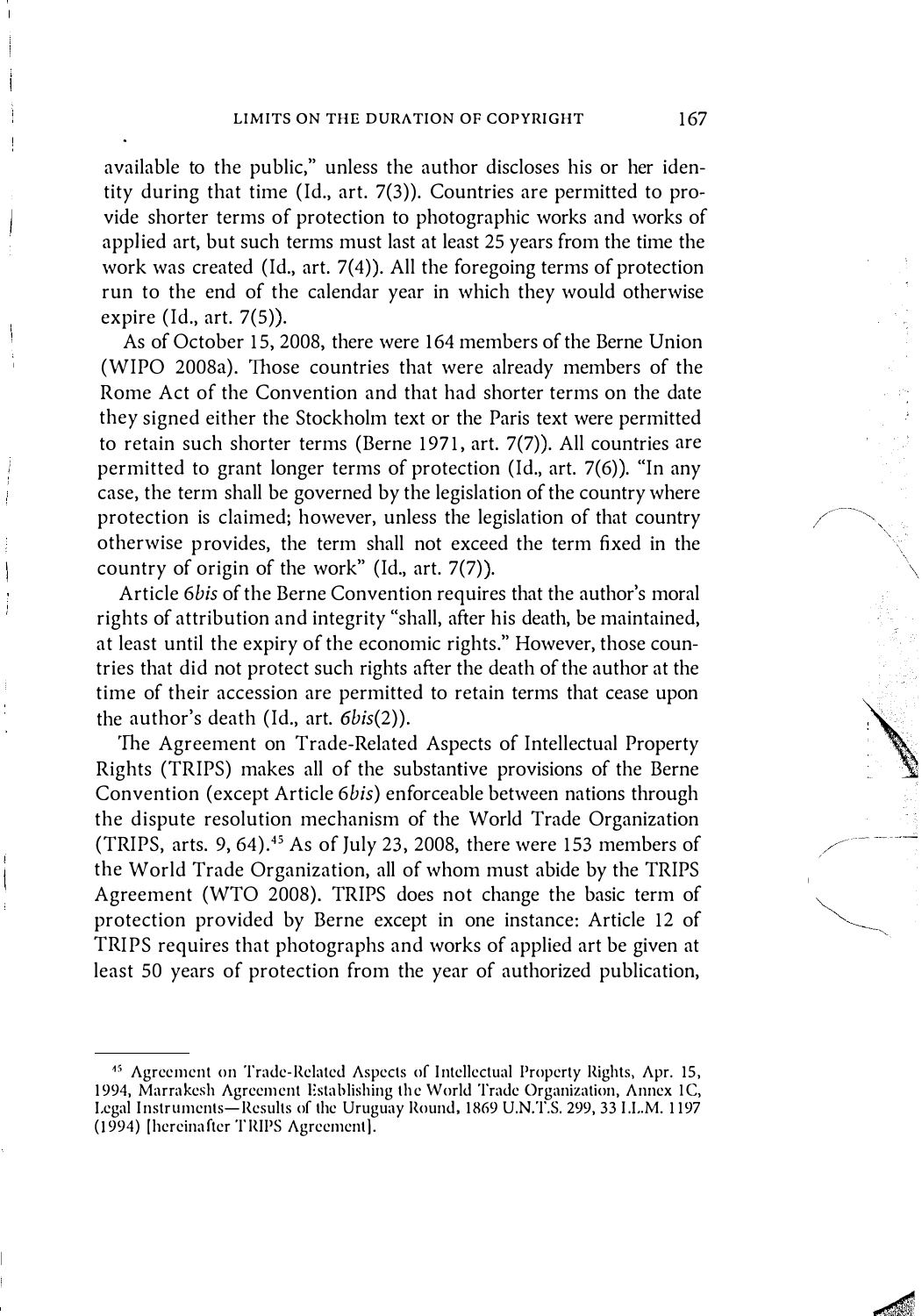available to the public," unless the author discloses his or her identity during that time (Id., art. 7(3)). Countries are permitted to provide shorter terms of protection to photographic works and works of applied art, but such terms must last at least 25 years from the time the work was created (Id., art. 7(4)). All the foregoing terms of protection run to the end of the calendar year in which they would otherwise expire (Id., art. 7(5)).

As of October 15, 2008, there were 164 members of the Berne Union (WIPO 2008a). Those countries that were already members of the Rome Act of the Convention and that had shorter terms on the date they signed either the Stockholm text or the Paris text were permitted to retain such shorter terms (Berne 1971, art. 7(7)). All countries are permitted to grant longer terms of protection (Id., art. 7(6)). "In any case, the term shall be governed by the legislation of the country where protection is claimed; however, unless the legislation of that country otherwise provides, the term shall not exceed the term fixed in the country of origin of the work" (Id., art. 7(7)).

Article *6bis* of the Berne Convention requires that the author's moral rights of attribution and integrity "shall, after his death, be maintained, at least until the expiry of the economic rights." However, those countries that did not protect such rights after the death of the author at the time of their accession are permitted to retain terms that cease upon the author's death (Id., art. *6bis*(2)).

The Agreement on Trade-Related Aspects of Intellectual Property Rights (TRIPS) makes all of the substantive provisions of the Berne Convention (except Article *6bis*) enforceable between nations through the dispute resolution mechanism of the World Trade Organization (TRIPS, arts. 9, 64).[45] As of July 23, 2008, there were 153 members of the World Trade Organization, all of whom must abide by the TRIPS Agreement (WTO 2008). TRIPS does not change the basic term of protection provided by Berne except in one instance: Article 12 of TRIPS requires that photographs and works of applied art be given at least 50 years of protection from the year of authorized publication,

---

[45] Agreement on Trade-Related Aspects of Intellectual Property Rights, Apr. 15, 1994, Marrakesh Agreement Establishing the World Trade Organization, Annex 1C, Legal Instruments—Results of the Uruguay Round, 1869 U.N.T.S. 299, 33 I.L.M. 1197 (1994) [hereinafter TRIPS Agreement].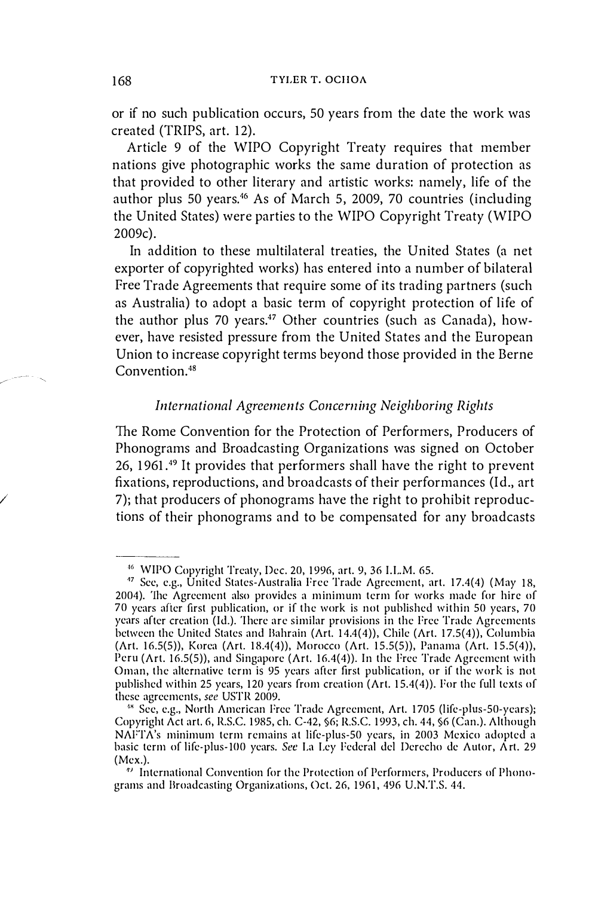or if no such publication occurs, 50 years from the date the work was created (TRIPS, art. 12).

Article 9 of the WIPO Copyright Treaty requires that member nations give photographic works the same duration of protection as that provided to other literary and artistic works: namely, life of the author plus 50 years.[46] As of March 5, 2009, 70 countries (including the United States) were parties to the WIPO Copyright Treaty (WIPO 2009c).

In addition to these multilateral treaties, the United States (a net exporter of copyrighted works) has entered into a number of bilateral Free Trade Agreements that require some of its trading partners (such as Australia) to adopt a basic term of copyright protection of life of the author plus 70 years.[47] Other countries (such as Canada), however, have resisted pressure from the United States and the European Union to increase copyright terms beyond those provided in the Berne Convention.[48]

### *International Agreements Concerning Neighboring Rights*

The Rome Convention for the Protection of Performers, Producers of Phonograms and Broadcasting Organizations was signed on October 26, 1961.[49] It provides that performers shall have the right to prevent fixations, reproductions, and broadcasts of their performances (Id., art 7); that producers of phonograms have the right to prohibit reproductions of their phonograms and to be compensated for any broadcasts

---

[46] WIPO Copyright Treaty, Dec. 20, 1996, art. 9, 36 I.L.M. 65.

[47] See, e.g., United States-Australia Free Trade Agreement, art. 17.4(4) (May 18, 2004). The Agreement also provides a minimum term for works made for hire of 70 years after first publication, or if the work is not published within 50 years, 70 years after creation (Id.). There are similar provisions in the Free Trade Agreements between the United States and Bahrain (Art. 14.4(4)), Chile (Art. 17.5(4)), Columbia (Art. 16.5(5)), Korea (Art. 18.4(4)), Morocco (Art. 15.5(5)), Panama (Art. 15.5(4)), Peru (Art. 16.5(5)), and Singapore (Art. 16.4(4)). In the Free Trade Agreement with Oman, the alternative term is 95 years after first publication, or if the work is not published within 25 years, 120 years from creation (Art. 15.4(4)). For the full texts of these agreements, *see* USTR 2009.

[48] See, e.g., North American Free Trade Agreement, Art. 1705 (life-plus-50-years); Copyright Act art. 6, R.S.C. 1985, ch. C-42, §6; R.S.C. 1993, ch. 44, §6 (Can.). Although NAFTA's minimum term remains at life-plus-50 years, in 2003 Mexico adopted a basic term of life-plus-100 years. *See* La Ley Federal del Derecho de Autor, Art. 29 (Mex.).

[49] International Convention for the Protection of Performers, Producers of Phonograms and Broadcasting Organizations, Oct. 26, 1961, 496 U.N.T.S. 44.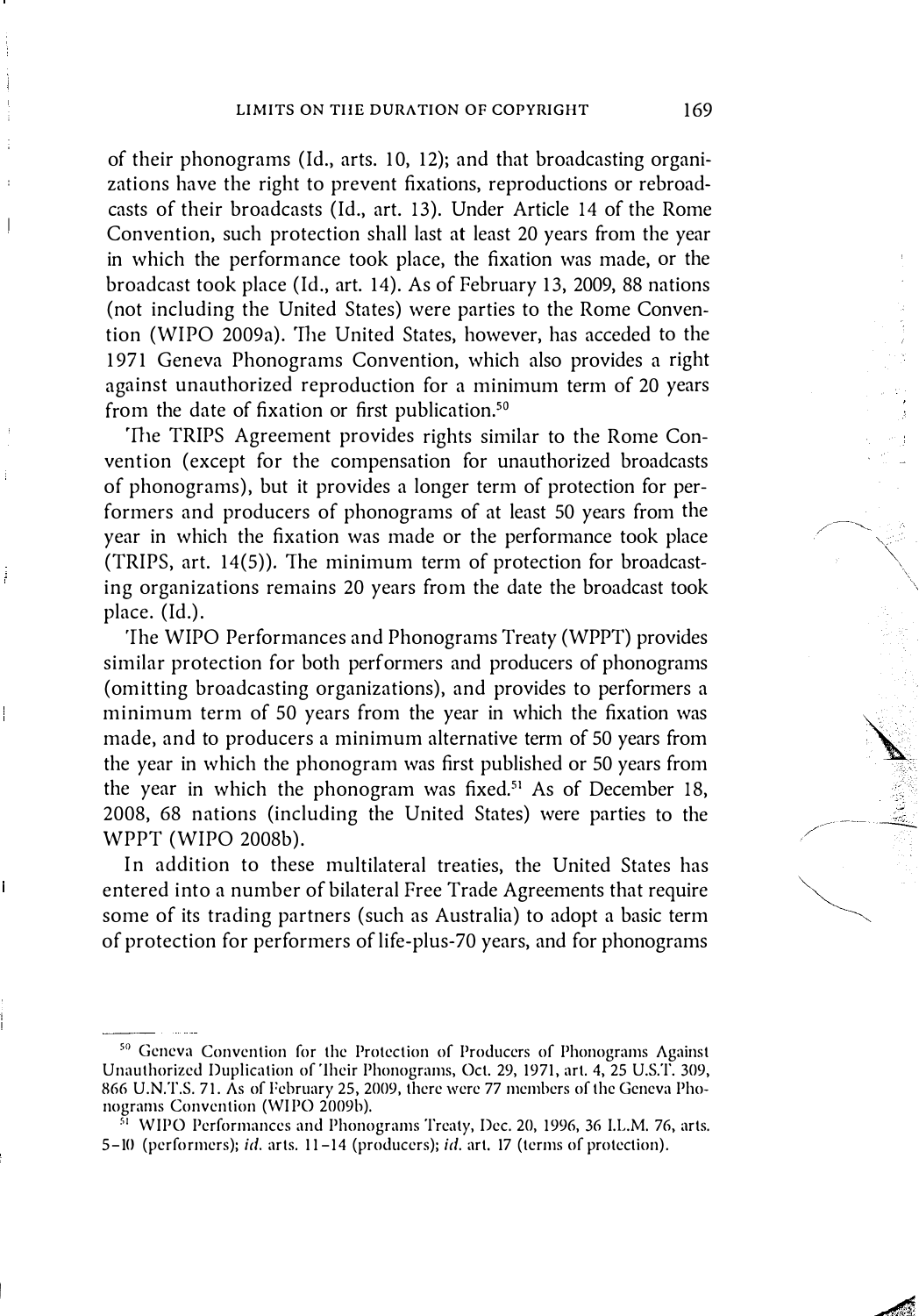of their phonograms (Id., arts. 10, 12); and that broadcasting organizations have the right to prevent fixations, reproductions or rebroadcasts of their broadcasts (Id., art. 13). Under Article 14 of the Rome Convention, such protection shall last at least 20 years from the year in which the performance took place, the fixation was made, or the broadcast took place (Id., art. 14). As of February 13, 2009, 88 nations (not including the United States) were parties to the Rome Convention (WIPO 2009a). The United States, however, has acceded to the 1971 Geneva Phonograms Convention, which also provides a right against unauthorized reproduction for a minimum term of 20 years from the date of fixation or first publication.[50]

The TRIPS Agreement provides rights similar to the Rome Convention (except for the compensation for unauthorized broadcasts of phonograms), but it provides a longer term of protection for performers and producers of phonograms of at least 50 years from the year in which the fixation was made or the performance took place (TRIPS, art. 14(5)). The minimum term of protection for broadcasting organizations remains 20 years from the date the broadcast took place. (Id.).

The WIPO Performances and Phonograms Treaty (WPPT) provides similar protection for both performers and producers of phonograms (omitting broadcasting organizations), and provides to performers a minimum term of 50 years from the year in which the fixation was made, and to producers a minimum alternative term of 50 years from the year in which the phonogram was first published or 50 years from the year in which the phonogram was fixed.[51] As of December 18, 2008, 68 nations (including the United States) were parties to the WPPT (WIPO 2008b).

In addition to these multilateral treaties, the United States has entered into a number of bilateral Free Trade Agreements that require some of its trading partners (such as Australia) to adopt a basic term of protection for performers of life-plus-70 years, and for phonograms

---

[50] Geneva Convention for the Protection of Producers of Phonograms Against Unauthorized Duplication of Their Phonograms, Oct. 29, 1971, art. 4, 25 U.S.T. 309, 866 U.N.T.S. 71. As of February 25, 2009, there were 77 members of the Geneva Phonograms Convention (WIPO 2009b).

[51] WIPO Performances and Phonograms Treaty, Dec. 20, 1996, 36 I.L.M. 76, arts. 5–10 (performers); *id.* arts. 11–14 (producers); *id.* art. 17 (terms of protection).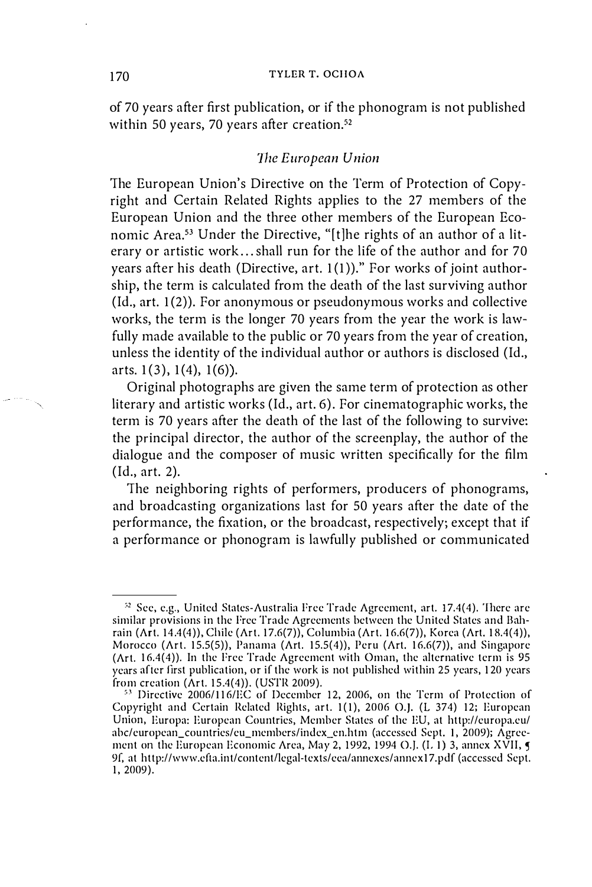of 70 years after first publication, or if the phonogram is not published within 50 years, 70 years after creation.[52]

### *The European Union*

The European Union's Directive on the Term of Protection of Copyright and Certain Related Rights applies to the 27 members of the European Union and the three other members of the European Economic Area.[53] Under the Directive, "[t]he rights of an author of a literary or artistic work... shall run for the life of the author and for 70 years after his death (Directive, art. 1(1))." For works of joint authorship, the term is calculated from the death of the last surviving author (Id., art. 1(2)). For anonymous or pseudonymous works and collective works, the term is the longer 70 years from the year the work is lawfully made available to the public or 70 years from the year of creation, unless the identity of the individual author or authors is disclosed (Id., arts. 1(3), 1(4), 1(6)).

Original photographs are given the same term of protection as other literary and artistic works (Id., art. 6). For cinematographic works, the term is 70 years after the death of the last of the following to survive: the principal director, the author of the screenplay, the author of the dialogue and the composer of music written specifically for the film (Id., art. 2).

The neighboring rights of performers, producers of phonograms, and broadcasting organizations last for 50 years after the date of the performance, the fixation, or the broadcast, respectively; except that if a performance or phonogram is lawfully published or communicated

---

[52] See, e.g., United States-Australia Free Trade Agreement, art. 17.4(4). There are similar provisions in the Free Trade Agreements between the United States and Bahrain (Art. 14.4(4)), Chile (Art. 17.6(7)), Columbia (Art. 16.6(7)), Korea (Art. 18.4(4)), Morocco (Art. 15.5(5)), Panama (Art. 15.5(4)), Peru (Art. 16.6(7)), and Singapore (Art. 16.4(4)). In the Free Trade Agreement with Oman, the alternative term is 95 years after first publication, or if the work is not published within 25 years, 120 years from creation (Art. 15.4(4)). (USTR 2009).

[53] Directive 2006/116/EC of December 12, 2006, on the Term of Protection of Copyright and Certain Related Rights, art. 1(1), 2006 O.J. (L 374) 12; European Union, Europa: European Countries, Member States of the EU, at http://europa.eu/abc/european_countries/eu_members/index_en.htm (accessed Sept. 1, 2009); Agreement on the European Economic Area, May 2, 1992, 1994 O.J. (L 1) 3, annex XVII, ¶ 9f, at http://www.efta.int/content/legal-texts/eea/annexes/annex17.pdf (accessed Sept. 1, 2009).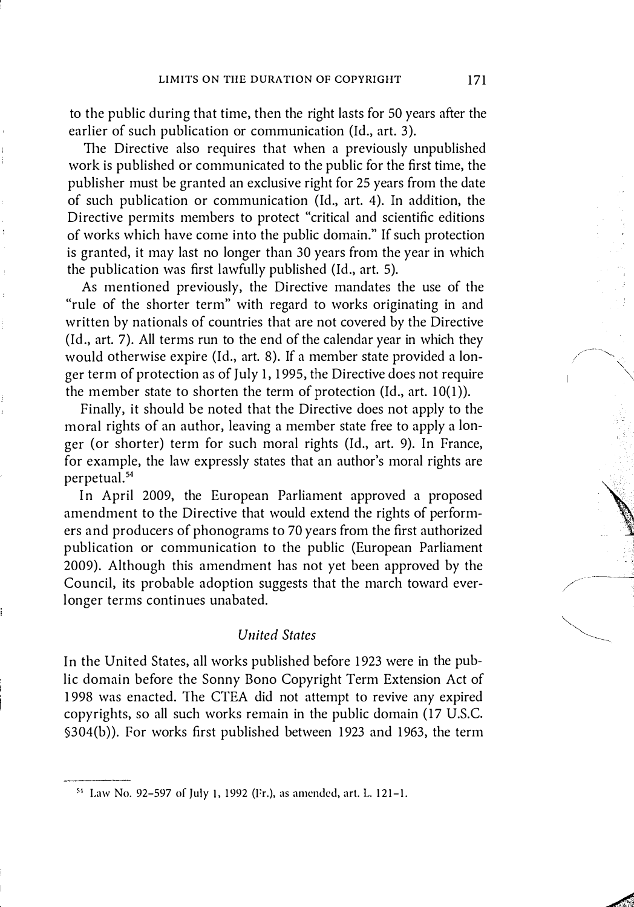to the public during that time, then the right lasts for 50 years after the earlier of such publication or communication (Id., art. 3).

The Directive also requires that when a previously unpublished work is published or communicated to the public for the first time, the publisher must be granted an exclusive right for 25 years from the date of such publication or communication (Id., art. 4). In addition, the Directive permits members to protect "critical and scientific editions of works which have come into the public domain." If such protection is granted, it may last no longer than 30 years from the year in which the publication was first lawfully published (Id., art. 5).

As mentioned previously, the Directive mandates the use of the "rule of the shorter term" with regard to works originating in and written by nationals of countries that are not covered by the Directive (Id., art. 7). All terms run to the end of the calendar year in which they would otherwise expire (Id., art. 8). If a member state provided a longer term of protection as of July 1, 1995, the Directive does not require the member state to shorten the term of protection (Id., art. 10(1)).

Finally, it should be noted that the Directive does not apply to the moral rights of an author, leaving a member state free to apply a longer (or shorter) term for such moral rights (Id., art. 9). In France, for example, the law expressly states that an author's moral rights are perpetual.[54]

In April 2009, the European Parliament approved a proposed amendment to the Directive that would extend the rights of performers and producers of phonograms to 70 years from the first authorized publication or communication to the public (European Parliament 2009). Although this amendment has not yet been approved by the Council, its probable adoption suggests that the march toward ever-longer terms continues unabated.

### *United States*

In the United States, all works published before 1923 were in the public domain before the Sonny Bono Copyright Term Extension Act of 1998 was enacted. The CTEA did not attempt to revive any expired copyrights, so all such works remain in the public domain (17 U.S.C. §304(b)). For works first published between 1923 and 1963, the term

---

[54] Law No. 92-597 of July 1, 1992 (Fr.), as amended, art. L. 121-1.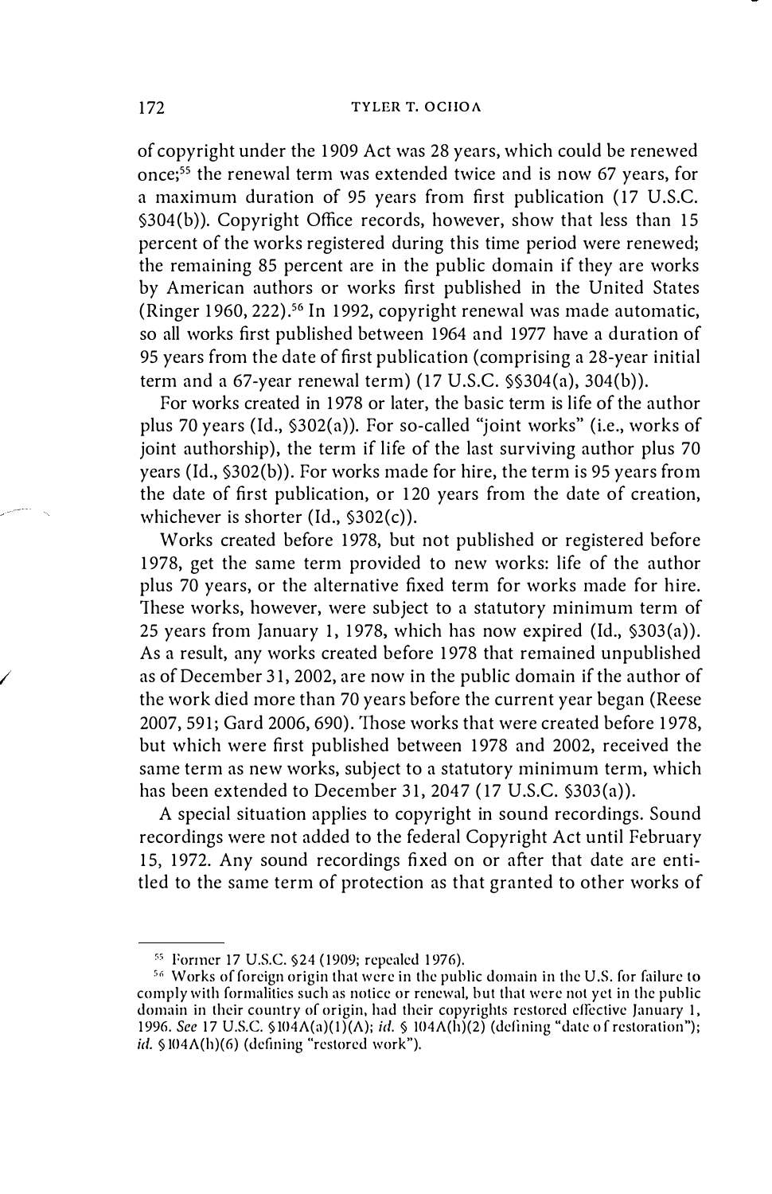of copyright under the 1909 Act was 28 years, which could be renewed once;[55] the renewal term was extended twice and is now 67 years, for a maximum duration of 95 years from first publication (17 U.S.C. §304(b)). Copyright Office records, however, show that less than 15 percent of the works registered during this time period were renewed; the remaining 85 percent are in the public domain if they are works by American authors or works first published in the United States (Ringer 1960, 222).[56] In 1992, copyright renewal was made automatic, so all works first published between 1964 and 1977 have a duration of 95 years from the date of first publication (comprising a 28-year initial term and a 67-year renewal term) (17 U.S.C. §§304(a), 304(b)).

For works created in 1978 or later, the basic term is life of the author plus 70 years (Id., §302(a)). For so-called "joint works" (i.e., works of joint authorship), the term if life of the last surviving author plus 70 years (Id., §302(b)). For works made for hire, the term is 95 years from the date of first publication, or 120 years from the date of creation, whichever is shorter (Id., §302(c)).

Works created before 1978, but not published or registered before 1978, get the same term provided to new works: life of the author plus 70 years, or the alternative fixed term for works made for hire. These works, however, were subject to a statutory minimum term of 25 years from January 1, 1978, which has now expired (Id., §303(a)). As a result, any works created before 1978 that remained unpublished as of December 31, 2002, are now in the public domain if the author of the work died more than 70 years before the current year began (Reese 2007, 591; Gard 2006, 690). Those works that were created before 1978, but which were first published between 1978 and 2002, received the same term as new works, subject to a statutory minimum term, which has been extended to December 31, 2047 (17 U.S.C. §303(a)).

A special situation applies to copyright in sound recordings. Sound recordings were not added to the federal Copyright Act until February 15, 1972. Any sound recordings fixed on or after that date are entitled to the same term of protection as that granted to other works of

---

[55] Former 17 U.S.C. §24 (1909; repealed 1976).

[56] Works of foreign origin that were in the public domain in the U.S. for failure to comply with formalities such as notice or renewal, but that were not yet in the public domain in their country of origin, had their copyrights restored effective January 1, 1996. *See* 17 U.S.C. §104A(a)(1)(A); *id.* § 104A(h)(2) (defining "date of restoration"); *id.* §104A(h)(6) (defining "restored work").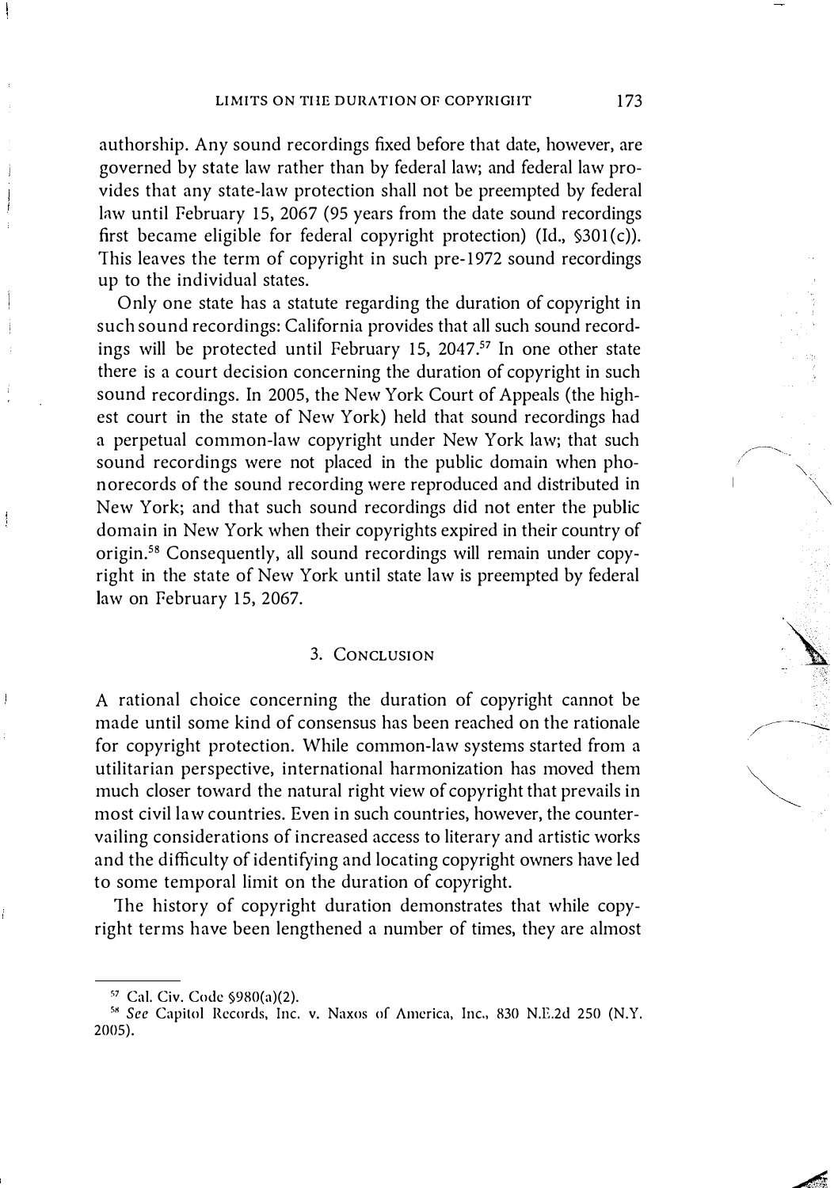authorship. Any sound recordings fixed before that date, however, are governed by state law rather than by federal law; and federal law provides that any state-law protection shall not be preempted by federal law until February 15, 2067 (95 years from the date sound recordings first became eligible for federal copyright protection) (Id., §301(c)). This leaves the term of copyright in such pre-1972 sound recordings up to the individual states.

Only one state has a statute regarding the duration of copyright in such sound recordings: California provides that all such sound recordings will be protected until February 15, 2047.[57] In one other state there is a court decision concerning the duration of copyright in such sound recordings. In 2005, the New York Court of Appeals (the highest court in the state of New York) held that sound recordings had a perpetual common-law copyright under New York law; that such sound recordings were not placed in the public domain when phonorecords of the sound recording were reproduced and distributed in New York; and that such sound recordings did not enter the public domain in New York when their copyrights expired in their country of origin.[58] Consequently, all sound recordings will remain under copyright in the state of New York until state law is preempted by federal law on February 15, 2067.

## 3. Conclusion

A rational choice concerning the duration of copyright cannot be made until some kind of consensus has been reached on the rationale for copyright protection. While common-law systems started from a utilitarian perspective, international harmonization has moved them much closer toward the natural right view of copyright that prevails in most civil law countries. Even in such countries, however, the countervailing considerations of increased access to literary and artistic works and the difficulty of identifying and locating copyright owners have led to some temporal limit on the duration of copyright.

The history of copyright duration demonstrates that while copyright terms have been lengthened a number of times, they are almost

---

[57] Cal. Civ. Code §980(a)(2).

[58] *See* Capitol Records, Inc. v. Naxos of America, Inc., 830 N.E.2d 250 (N.Y. 2005).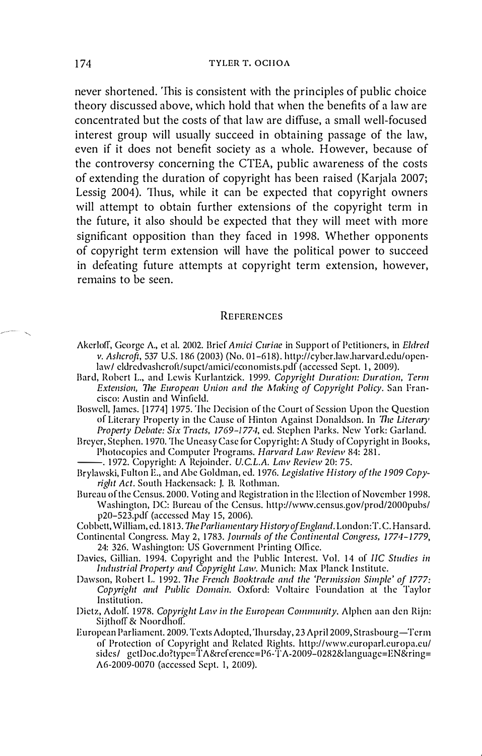never shortened. This is consistent with the principles of public choice theory discussed above, which hold that when the benefits of a law are concentrated but the costs of that law are diffuse, a small well-focused interest group will usually succeed in obtaining passage of the law, even if it does not benefit society as a whole. However, because of the controversy concerning the CTEA, public awareness of the costs of extending the duration of copyright has been raised (Karjala 2007; Lessig 2004). Thus, while it can be expected that copyright owners will attempt to obtain further extensions of the copyright term in the future, it also should be expected that they will meet with more significant opposition than they faced in 1998. Whether opponents of copyright term extension will have the political power to succeed in defeating future attempts at copyright term extension, however, remains to be seen.

## References

Akerloff, George A., et al. 2002. Brief *Amici Curiae* in Support of Petitioners, in *Eldred v. Ashcroft*, 537 U.S. 186 (2003) (No. 01-618). http://cyber.law.harvard.edu/openlaw/ eldredvashcroft/supct/amici/economists.pdf (accessed Sept. 1, 2009).

Bard, Robert L., and Lewis Kurlantzick. 1999. *Copyright Duration: Duration, Term Extension, The European Union and the Making of Copyright Policy*. San Francisco: Austin and Winfield.

Boswell, James. [1774] 1975. The Decision of the Court of Session Upon the Question of Literary Property in the Cause of Hinton Against Donaldson. In *The Literary Property Debate: Six Tracts, 1769-1774*, ed. Stephen Parks. New York: Garland.

Breyer, Stephen. 1970. The Uneasy Case for Copyright: A Study of Copyright in Books, Photocopies and Computer Programs. *Harvard Law Review* 84: 281.

——. 1972. Copyright: A Rejoinder. *U.C.L.A. Law Review* 20: 75.

Brylawski, Fulton E., and Abe Goldman, ed. 1976. *Legislative History of the 1909 Copyright Act*. South Hackensack: J. B. Rothman.

Bureau of the Census. 2000. Voting and Registration in the Election of November 1998. Washington, DC: Bureau of the Census. http://www.census.gov/prod/2000pubs/ p20-523.pdf (accessed May 15, 2006).

Cobbett, William, ed. 1813. *The Parliamentary History of England*. London: T. C. Hansard.

Continental Congress. May 2, 1783. *Journals of the Continental Congress, 1774-1779*, 24: 326. Washington: US Government Printing Office.

Davies, Gillian. 1994. Copyright and the Public Interest. Vol. 14 of *IIC Studies in Industrial Property and Copyright Law*. Munich: Max Planck Institute.

Dawson, Robert L. 1992. *The French Booktrade and the 'Permission Simple' of 1777: Copyright and Public Domain*. Oxford: Voltaire Foundation at the Taylor Institution.

Dietz, Adolf. 1978. *Copyright Law in the European Community*. Alphen aan den Rijn: Sijthoff & Noordhoff.

European Parliament. 2009. Texts Adopted, Thursday, 23 April 2009, Strasbourg—Term of Protection of Copyright and Related Rights. http://www.europarl.europa.eu/ sides/ getDoc.do?type=TA&reference=P6-TA-2009-0282&language=EN&ring= A6-2009-0070 (accessed Sept. 1, 2009).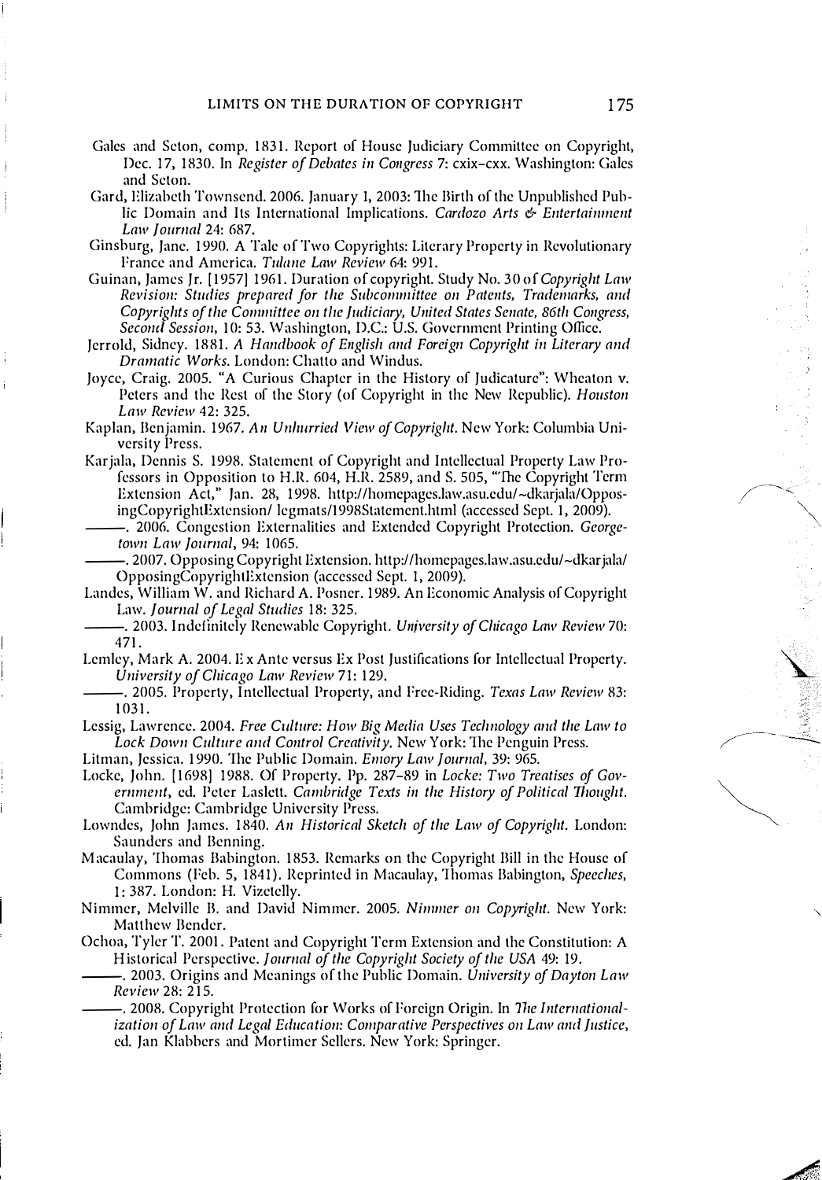Gales and Seton, comp. 1831. Report of House Judiciary Committee on Copyright, Dec. 17, 1830. In *Register of Debates in Congress* 7: cxix–cxx. Washington: Gales and Seton.

Gard, Elizabeth Townsend. 2006. January 1, 2003: The Birth of the Unpublished Public Domain and Its International Implications. *Cardozo Arts & Entertainment Law Journal* 24: 687.

Ginsburg, Jane. 1990. A Tale of Two Copyrights: Literary Property in Revolutionary France and America. *Tulane Law Review* 64: 991.

Guinan, James Jr. [1957] 1961. Duration of copyright. Study No. 30 of *Copyright Law Revision: Studies prepared for the Subcommittee on Patents, Trademarks, and Copyrights of the Committee on the Judiciary, United States Senate, 86th Congress, Second Session*, 10: 53. Washington, D.C.: U.S. Government Printing Office.

Jerrold, Sidney. 1881. *A Handbook of English and Foreign Copyright in Literary and Dramatic Works*. London: Chatto and Windus.

Joyce, Craig. 2005. "A Curious Chapter in the History of Judicature": Wheaton v. Peters and the Rest of the Story (of Copyright in the New Republic). *Houston Law Review* 42: 325.

Kaplan, Benjamin. 1967. *An Unhurried View of Copyright*. New York: Columbia University Press.

Karjala, Dennis S. 1998. Statement of Copyright and Intellectual Property Law Professors in Opposition to H.R. 604, H.R. 2589, and S. 505, "The Copyright Term Extension Act," Jan. 28, 1998. http://homepages.law.asu.edu/~dkarjala/OpposingCopyrightExtension/ legmats/1998Statement.html (accessed Sept. 1, 2009).

———. 2006. Congestion Externalities and Extended Copyright Protection. *Georgetown Law Journal*, 94: 1065.

———. 2007. Opposing Copyright Extension. http://homepages.law.asu.edu/~dkarjala/ OpposingCopyrightExtension (accessed Sept. 1, 2009).

Landes, William W. and Richard A. Posner. 1989. An Economic Analysis of Copyright Law. *Journal of Legal Studies* 18: 325.

———. 2003. Indefinitely Renewable Copyright. *University of Chicago Law Review* 70: 471.

Lemley, Mark A. 2004. Ex Ante versus Ex Post Justifications for Intellectual Property. *University of Chicago Law Review* 71: 129.

———. 2005. Property, Intellectual Property, and Free-Riding. *Texas Law Review* 83: 1031.

Lessig, Lawrence. 2004. *Free Culture: How Big Media Uses Technology and the Law to Lock Down Culture and Control Creativity*. New York: The Penguin Press.

Litman, Jessica. 1990. The Public Domain. *Emory Law Journal*, 39: 965.

Locke, John. [1698] 1988. Of Property. Pp. 287–89 in *Locke: Two Treatises of Government*, ed. Peter Laslett. *Cambridge Texts in the History of Political Thought*. Cambridge: Cambridge University Press.

Lowndes, John James. 1840. *An Historical Sketch of the Law of Copyright*. London: Saunders and Benning.

Macaulay, Thomas Babington. 1853. Remarks on the Copyright Bill in the House of Commons (Feb. 5, 1841). Reprinted in Macaulay, Thomas Babington, *Speeches*, 1: 387. London: H. Vizetelly.

Nimmer, Melville B. and David Nimmer. 2005. *Nimmer on Copyright*. New York: Matthew Bender.

Ochoa, Tyler T. 2001. Patent and Copyright Term Extension and the Constitution: A Historical Perspective. *Journal of the Copyright Society of the USA* 49: 19.

———. 2003. Origins and Meanings of the Public Domain. *University of Dayton Law Review* 28: 215.

———. 2008. Copyright Protection for Works of Foreign Origin. In *The Internationalization of Law and Legal Education: Comparative Perspectives on Law and Justice*, ed. Jan Klabbers and Mortimer Sellers. New York: Springer.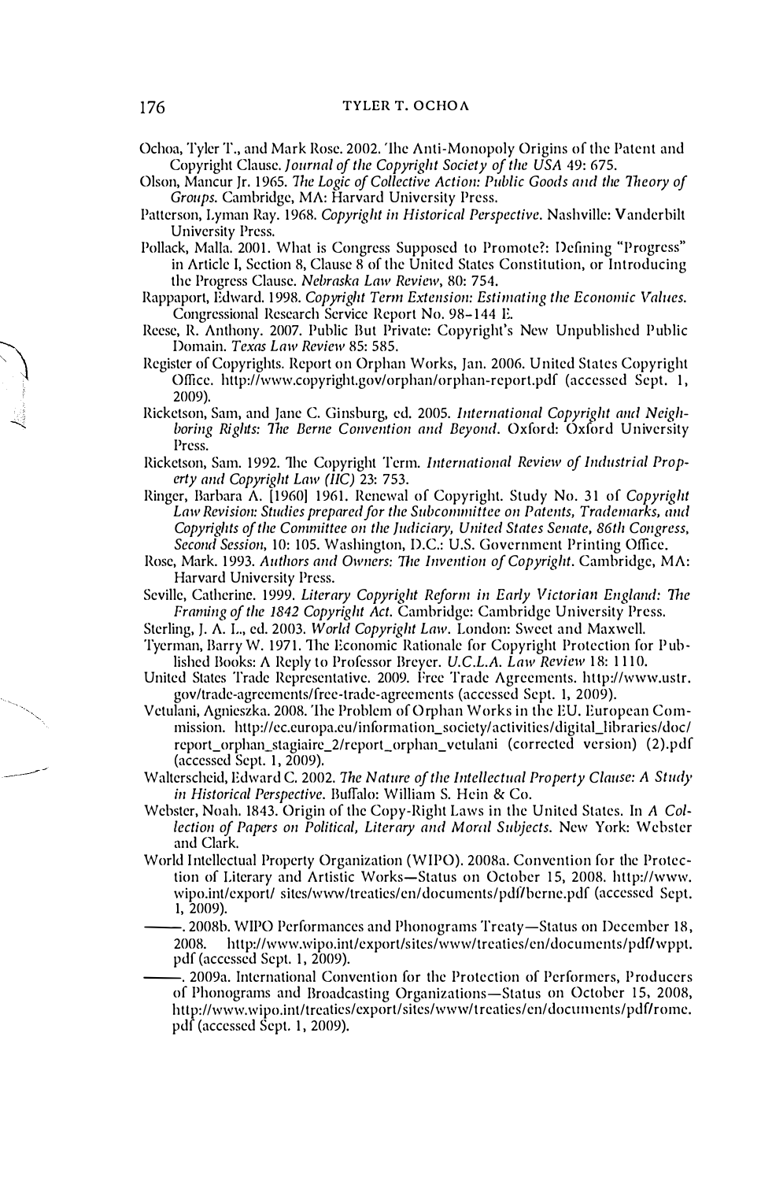Ochoa, Tyler T., and Mark Rose. 2002. The Anti-Monopoly Origins of the Patent and Copyright Clause. *Journal of the Copyright Society of the USA* 49: 675.

Olson, Mancur Jr. 1965. *The Logic of Collective Action: Public Goods and the Theory of Groups*. Cambridge, MA: Harvard University Press.

Patterson, Lyman Ray. 1968. *Copyright in Historical Perspective*. Nashville: Vanderbilt University Press.

Pollack, Malla. 2001. What is Congress Supposed to Promote?: Defining "Progress" in Article I, Section 8, Clause 8 of the United States Constitution, or Introducing the Progress Clause. *Nebraska Law Review*, 80: 754.

Rappaport, Edward. 1998. *Copyright Term Extension: Estimating the Economic Values*. Congressional Research Service Report No. 98–144 E.

Reese, R. Anthony. 2007. Public But Private: Copyright's New Unpublished Public Domain. *Texas Law Review* 85: 585.

Register of Copyrights. Report on Orphan Works, Jan. 2006. United States Copyright Office. http://www.copyright.gov/orphan/orphan-report.pdf (accessed Sept. 1, 2009).

Ricketson, Sam, and Jane C. Ginsburg, ed. 2005. *International Copyright and Neighboring Rights: The Berne Convention and Beyond*. Oxford: Oxford University Press.

Ricketson, Sam. 1992. The Copyright Term. *International Review of Industrial Property and Copyright Law (IIC)* 23: 753.

Ringer, Barbara A. [1960] 1961. Renewal of Copyright. Study No. 31 of *Copyright Law Revision: Studies prepared for the Subcommittee on Patents, Trademarks, and Copyrights of the Committee on the Judiciary, United States Senate, 86th Congress, Second Session*, 10: 105. Washington, D.C.: U.S. Government Printing Office.

Rose, Mark. 1993. *Authors and Owners: The Invention of Copyright*. Cambridge, MA: Harvard University Press.

Seville, Catherine. 1999. *Literary Copyright Reform in Early Victorian England: The Framing of the 1842 Copyright Act*. Cambridge: Cambridge University Press.

Sterling, J. A. L., ed. 2003. *World Copyright Law*. London: Sweet and Maxwell.

Tyerman, Barry W. 1971. The Economic Rationale for Copyright Protection for Published Books: A Reply to Professor Breyer. *U.C.L.A. Law Review* 18: 1110.

United States Trade Representative. 2009. Free Trade Agreements. http://www.ustr.gov/trade-agreements/free-trade-agreements (accessed Sept. 1, 2009).

Vetulani, Agnieszka. 2008. The Problem of Orphan Works in the EU. European Commission. http://ec.europa.eu/information_society/activities/digital_libraries/doc/report_orphan_stagiaire_2/report_orphan_vetulani (corrected version) (2).pdf (accessed Sept. 1, 2009).

Walterscheid, Edward C. 2002. *The Nature of the Intellectual Property Clause: A Study in Historical Perspective*. Buffalo: William S. Hein & Co.

Webster, Noah. 1843. Origin of the Copy-Right Laws in the United States. In *A Collection of Papers on Political, Literary and Moral Subjects*. New York: Webster and Clark.

World Intellectual Property Organization (WIPO). 2008a. Convention for the Protection of Literary and Artistic Works—Status on October 15, 2008. http://www.wipo.int/export/ sites/www/treaties/en/documents/pdf/berne.pdf (accessed Sept. 1, 2009).

———. 2008b. WIPO Performances and Phonograms Treaty—Status on December 18, 2008. http://www.wipo.int/export/sites/www/treaties/en/documents/pdf/wppt.pdf (accessed Sept. 1, 2009).

———. 2009a. International Convention for the Protection of Performers, Producers of Phonograms and Broadcasting Organizations—Status on October 15, 2008, http://www.wipo.int/treaties/export/sites/www/treaties/en/documents/pdf/rome.pdf (accessed Sept. 1, 2009).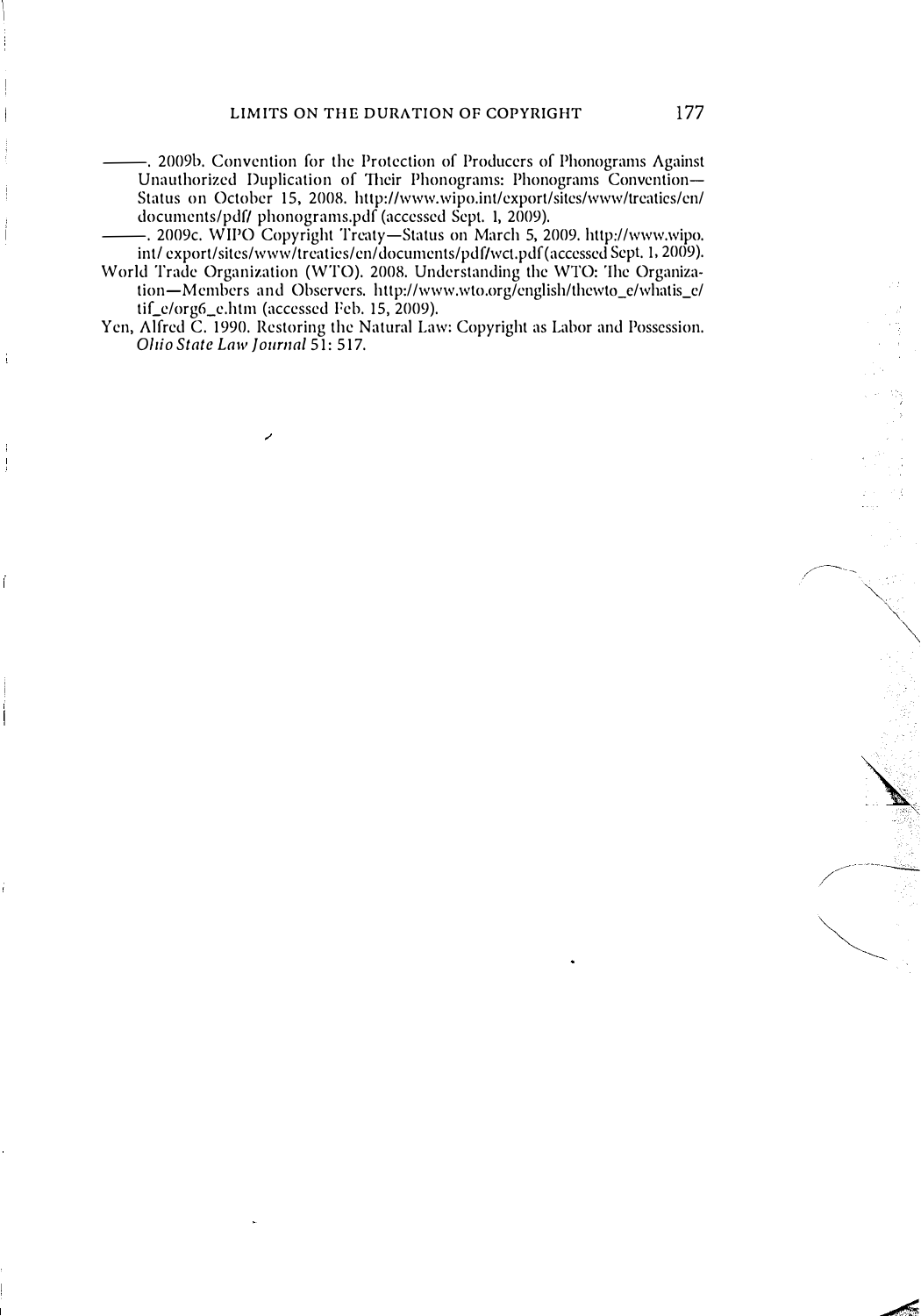———. 2009b. Convention for the Protection of Producers of Phonograms Against Unauthorized Duplication of Their Phonograms: Phonograms Convention—Status on October 15, 2008. http://www.wipo.int/export/sites/www/treaties/en/documents/pdf/ phonograms.pdf (accessed Sept. 1, 2009).

———. 2009c. WIPO Copyright Treaty—Status on March 5, 2009. http://www.wipo.int/ export/sites/www/treaties/en/documents/pdf/wct.pdf (accessed Sept. 1, 2009).

World Trade Organization (WTO). 2008. Understanding the WTO: The Organization—Members and Observers. http://www.wto.org/english/thewto_e/whatis_e/tif_e/org6_e.htm (accessed Feb. 15, 2009).

Yen, Alfred C. 1990. Restoring the Natural Law: Copyright as Labor and Possession. *Ohio State Law Journal* 51: 517.